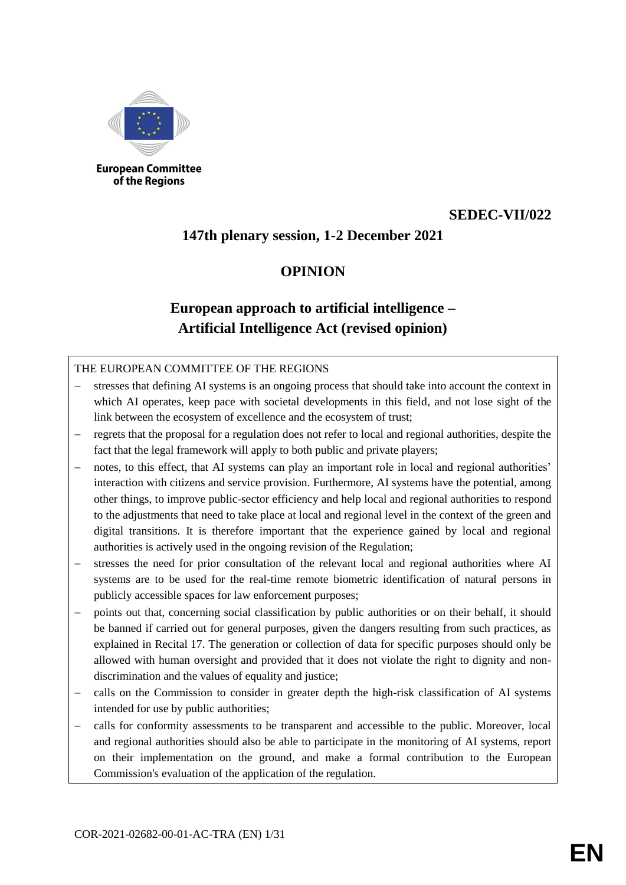European Committee of the Regions

**SEDEC-VII/022**

**147th plenary session, 1-2 December 2021**

# OPINION

## European approach to artificial intelligence – Artificial Intelligence Act (revised opinion)

THE EUROPEAN COMMITTEE OF THE REGIONS

- stresses that defining AI systems is an ongoing process that should take into account the context in which AI operates, keep pace with societal developments in this field, and not lose sight of the link between the ecosystem of excellence and the ecosystem of trust;
- regrets that the proposal for a regulation does not refer to local and regional authorities, despite the fact that the legal framework will apply to both public and private players;
- notes, to this effect, that AI systems can play an important role in local and regional authorities' interaction with citizens and service provision. Furthermore, AI systems have the potential, among other things, to improve public-sector efficiency and help local and regional authorities to respond to the adjustments that need to take place at local and regional level in the context of the green and digital transitions. It is therefore important that the experience gained by local and regional authorities is actively used in the ongoing revision of the Regulation;
- stresses the need for prior consultation of the relevant local and regional authorities where AI systems are to be used for the real-time remote biometric identification of natural persons in publicly accessible spaces for law enforcement purposes;
- points out that, concerning social classification by public authorities or on their behalf, it should be banned if carried out for general purposes, given the dangers resulting from such practices, as explained in Recital 17. The generation or collection of data for specific purposes should only be allowed with human oversight and provided that it does not violate the right to dignity and non-discrimination and the values of equality and justice;
- calls on the Commission to consider in greater depth the high-risk classification of AI systems intended for use by public authorities;
- calls for conformity assessments to be transparent and accessible to the public. Moreover, local and regional authorities should also be able to participate in the monitoring of AI systems, report on their implementation on the ground, and make a formal contribution to the European Commission's evaluation of the application of the regulation.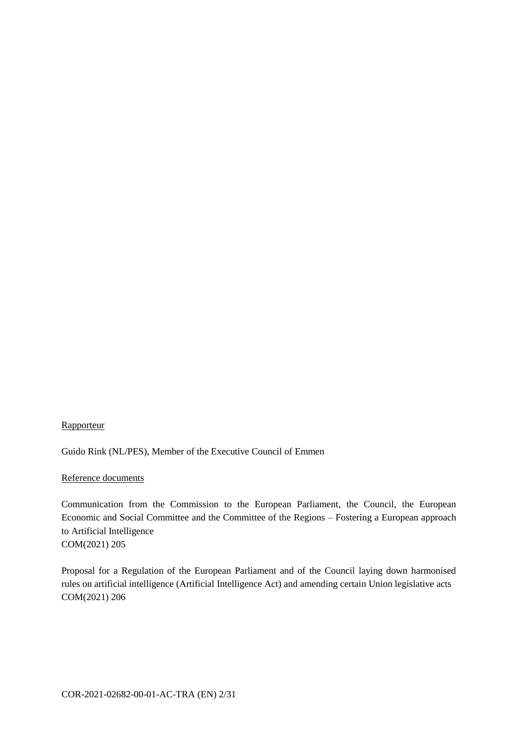Rapporteur

Guido Rink (NL/PES), Member of the Executive Council of Emmen

Reference documents

Communication from the Commission to the European Parliament, the Council, the European Economic and Social Committee and the Committee of the Regions – Fostering a European approach to Artificial Intelligence
COM(2021) 205

Proposal for a Regulation of the European Parliament and of the Council laying down harmonised rules on artificial intelligence (Artificial Intelligence Act) and amending certain Union legislative acts
COM(2021) 206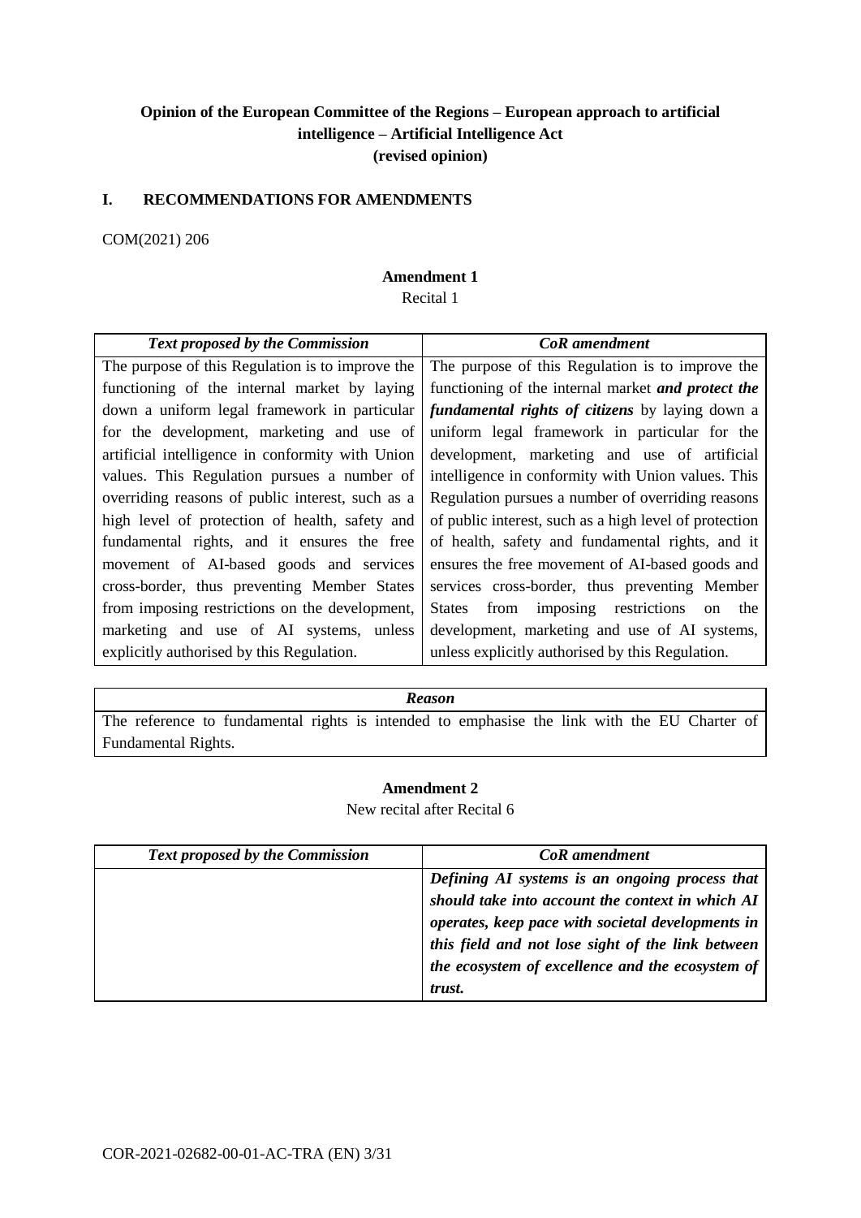**Opinion of the European Committee of the Regions – European approach to artificial intelligence – Artificial Intelligence Act (revised opinion)**

## I. RECOMMENDATIONS FOR AMENDMENTS

COM(2021) 206

**Amendment 1**

Recital 1

| *Text proposed by the Commission* | *CoR amendment* |
|---|---|
| The purpose of this Regulation is to improve the functioning of the internal market by laying down a uniform legal framework in particular for the development, marketing and use of artificial intelligence in conformity with Union values. This Regulation pursues a number of overriding reasons of public interest, such as a high level of protection of health, safety and fundamental rights, and it ensures the free movement of AI-based goods and services cross-border, thus preventing Member States from imposing restrictions on the development, marketing and use of AI systems, unless explicitly authorised by this Regulation. | The purpose of this Regulation is to improve the functioning of the internal market ***and protect the fundamental rights of citizens*** by laying down a uniform legal framework in particular for the development, marketing and use of artificial intelligence in conformity with Union values. This Regulation pursues a number of overriding reasons of public interest, such as a high level of protection of health, safety and fundamental rights, and it ensures the free movement of AI-based goods and services cross-border, thus preventing Member States from imposing restrictions on the development, marketing and use of AI systems, unless explicitly authorised by this Regulation. |

| *Reason* |
|---|
| The reference to fundamental rights is intended to emphasise the link with the EU Charter of Fundamental Rights. |

**Amendment 2**

New recital after Recital 6

| *Text proposed by the Commission* | *CoR amendment* |
|---|---|
| | ***Defining AI systems is an ongoing process that should take into account the context in which AI operates, keep pace with societal developments in this field and not lose sight of the link between the ecosystem of excellence and the ecosystem of trust.*** |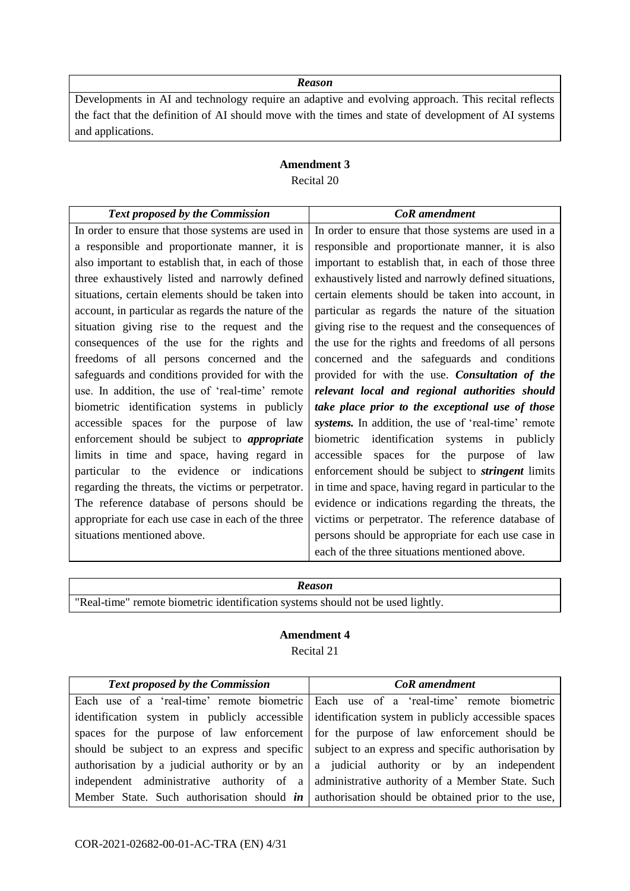| *Reason* |
| --- |
| Developments in AI and technology require an adaptive and evolving approach. This recital reflects the fact that the definition of AI should move with the times and state of development of AI systems and applications. |

**Amendment 3**

Recital 20

| *Text proposed by the Commission* | *CoR amendment* |
| --- | --- |
| In order to ensure that those systems are used in a responsible and proportionate manner, it is also important to establish that, in each of those three exhaustively listed and narrowly defined situations, certain elements should be taken into account, in particular as regards the nature of the situation giving rise to the request and the consequences of the use for the rights and freedoms of all persons concerned and the safeguards and conditions provided for with the use. In addition, the use of 'real-time' remote biometric identification systems in publicly accessible spaces for the purpose of law enforcement should be subject to ***appropriate*** limits in time and space, having regard in particular to the evidence or indications regarding the threats, the victims or perpetrator. The reference database of persons should be appropriate for each use case in each of the three situations mentioned above. | In order to ensure that those systems are used in a responsible and proportionate manner, it is also important to establish that, in each of those three exhaustively listed and narrowly defined situations, certain elements should be taken into account, in particular as regards the nature of the situation giving rise to the request and the consequences of the use for the rights and freedoms of all persons concerned and the safeguards and conditions provided for with the use. ***Consultation of the relevant local and regional authorities should take place prior to the exceptional use of those systems.*** In addition, the use of 'real-time' remote biometric identification systems in publicly accessible spaces for the purpose of law enforcement should be subject to ***stringent*** limits in time and space, having regard in particular to the evidence or indications regarding the threats, the victims or perpetrator. The reference database of persons should be appropriate for each use case in each of the three situations mentioned above. |

| *Reason* |
| --- |
| "Real-time" remote biometric identification systems should not be used lightly. |

**Amendment 4**

Recital 21

| *Text proposed by the Commission* | *CoR amendment* |
| --- | --- |
| Each use of a 'real-time' remote biometric identification system in publicly accessible spaces for the purpose of law enforcement should be subject to an express and specific authorisation by a judicial authority or by an independent administrative authority of a Member State. Such authorisation should ***in*** | Each use of a 'real-time' remote biometric identification system in publicly accessible spaces for the purpose of law enforcement should be subject to an express and specific authorisation by a judicial authority or by an independent administrative authority of a Member State. Such authorisation should be obtained prior to the use, |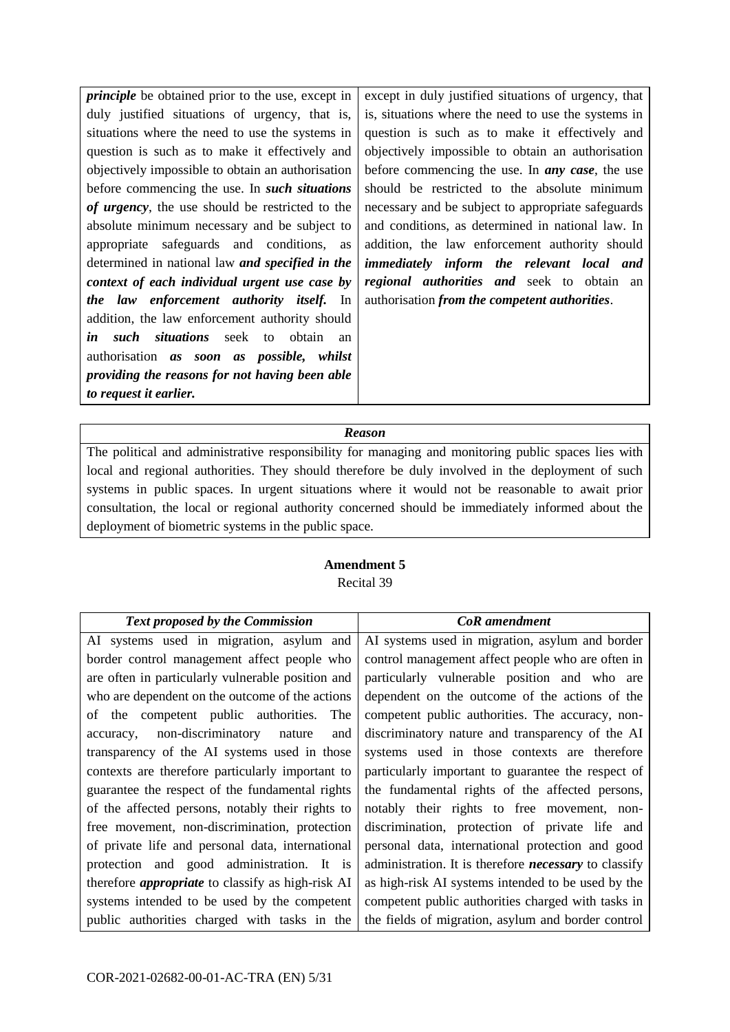| | |
|---|---|
| ***principle*** be obtained prior to the use, except in duly justified situations of urgency, that is, situations where the need to use the systems in question is such as to make it effectively and objectively impossible to obtain an authorisation before commencing the use. In ***such situations of urgency***, the use should be restricted to the absolute minimum necessary and be subject to appropriate safeguards and conditions, as determined in national law ***and specified in the context of each individual urgent use case by the law enforcement authority itself.*** In addition, the law enforcement authority should ***in such situations*** seek to obtain an authorisation ***as soon as possible, whilst providing the reasons for not having been able to request it earlier.*** | except in duly justified situations of urgency, that is, situations where the need to use the systems in question is such as to make it effectively and objectively impossible to obtain an authorisation before commencing the use. In ***any case***, the use should be restricted to the absolute minimum necessary and be subject to appropriate safeguards and conditions, as determined in national law. In addition, the law enforcement authority should ***immediately inform the relevant local and regional authorities and*** seek to obtain an authorisation ***from the competent authorities***. |

| ***Reason*** |
|---|
| The political and administrative responsibility for managing and monitoring public spaces lies with local and regional authorities. They should therefore be duly involved in the deployment of such systems in public spaces. In urgent situations where it would not be reasonable to await prior consultation, the local or regional authority concerned should be immediately informed about the deployment of biometric systems in the public space. |

**Amendment 5**

Recital 39

| ***Text proposed by the Commission*** | ***CoR amendment*** |
|---|---|
| AI systems used in migration, asylum and border control management affect people who are often in particularly vulnerable position and who are dependent on the outcome of the actions of the competent public authorities. The accuracy, non-discriminatory nature and transparency of the AI systems used in those contexts are therefore particularly important to guarantee the respect of the fundamental rights of the affected persons, notably their rights to free movement, non-discrimination, protection of private life and personal data, international protection and good administration. It is therefore ***appropriate*** to classify as high-risk AI systems intended to be used by the competent public authorities charged with tasks in the | AI systems used in migration, asylum and border control management affect people who are often in particularly vulnerable position and who are dependent on the outcome of the actions of the competent public authorities. The accuracy, non-discriminatory nature and transparency of the AI systems used in those contexts are therefore particularly important to guarantee the respect of the fundamental rights of the affected persons, notably their rights to free movement, non-discrimination, protection of private life and personal data, international protection and good administration. It is therefore ***necessary*** to classify as high-risk AI systems intended to be used by the competent public authorities charged with tasks in the fields of migration, asylum and border control |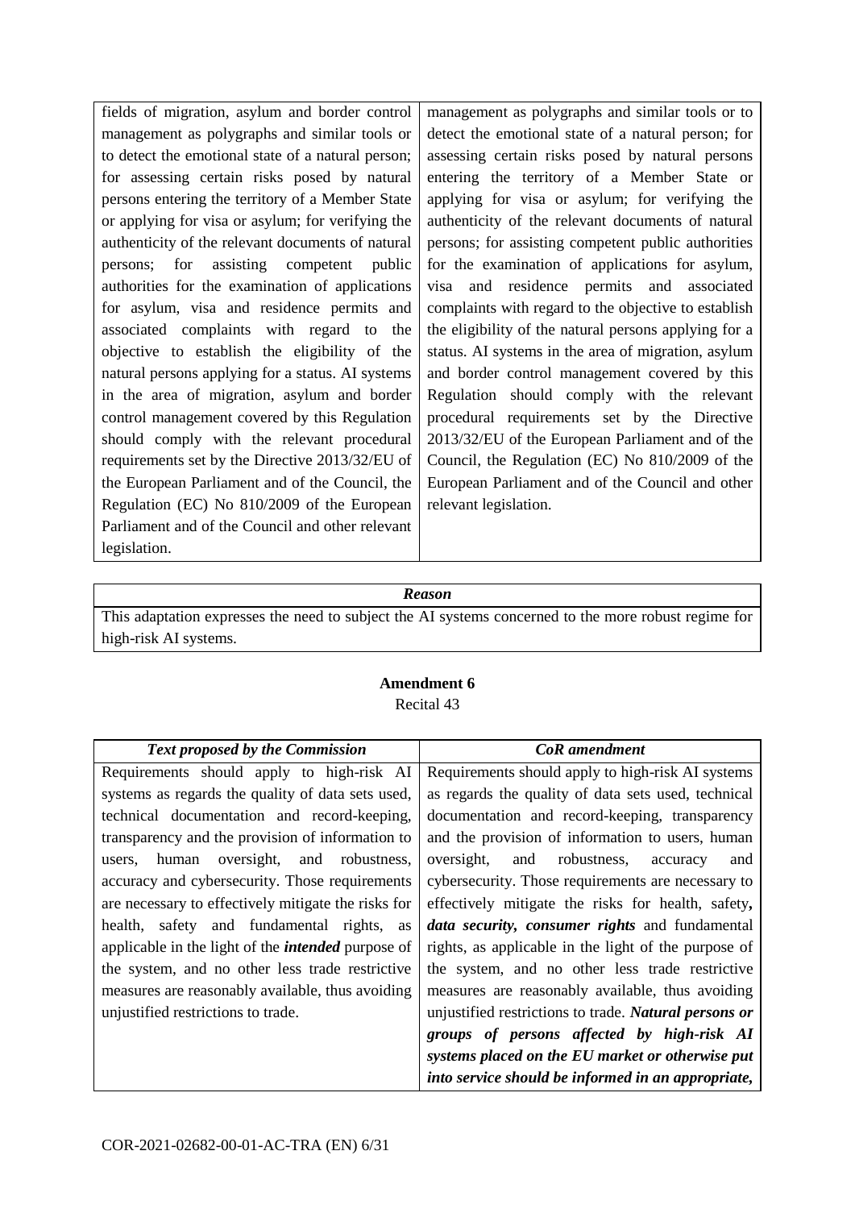| | |
|---|---|
| fields of migration, asylum and border control management as polygraphs and similar tools or to detect the emotional state of a natural person; for assessing certain risks posed by natural persons entering the territory of a Member State or applying for visa or asylum; for verifying the authenticity of the relevant documents of natural persons; for assisting competent public authorities for the examination of applications for asylum, visa and residence permits and associated complaints with regard to the objective to establish the eligibility of the natural persons applying for a status. AI systems in the area of migration, asylum and border control management covered by this Regulation should comply with the relevant procedural requirements set by the Directive 2013/32/EU of the European Parliament and of the Council, the Regulation (EC) No 810/2009 of the European Parliament and of the Council and other relevant legislation. | management as polygraphs and similar tools or to detect the emotional state of a natural person; for assessing certain risks posed by natural persons entering the territory of a Member State or applying for visa or asylum; for verifying the authenticity of the relevant documents of natural persons; for assisting competent public authorities for the examination of applications for asylum, visa and residence permits and associated complaints with regard to the objective to establish the eligibility of the natural persons applying for a status. AI systems in the area of migration, asylum and border control management covered by this Regulation should comply with the relevant procedural requirements set by the Directive 2013/32/EU of the European Parliament and of the Council, the Regulation (EC) No 810/2009 of the European Parliament and of the Council and other relevant legislation. |

| ***Reason*** |
|---|
| This adaptation expresses the need to subject the AI systems concerned to the more robust regime for high-risk AI systems. |

**Amendment 6**

Recital 43

| ***Text proposed by the Commission*** | ***CoR amendment*** |
|---|---|
| Requirements should apply to high-risk AI systems as regards the quality of data sets used, technical documentation and record-keeping, transparency and the provision of information to users, human oversight, and robustness, accuracy and cybersecurity. Those requirements are necessary to effectively mitigate the risks for health, safety and fundamental rights, as applicable in the light of the ***intended*** purpose of the system, and no other less trade restrictive measures are reasonably available, thus avoiding unjustified restrictions to trade. | Requirements should apply to high-risk AI systems as regards the quality of data sets used, technical documentation and record-keeping, transparency and the provision of information to users, human oversight, and robustness, accuracy and cybersecurity. Those requirements are necessary to effectively mitigate the risks for health, safety***, data security, consumer rights*** and fundamental rights, as applicable in the light of the purpose of the system, and no other less trade restrictive measures are reasonably available, thus avoiding unjustified restrictions to trade. ***Natural persons or groups of persons affected by high-risk AI systems placed on the EU market or otherwise put into service should be informed in an appropriate,*** |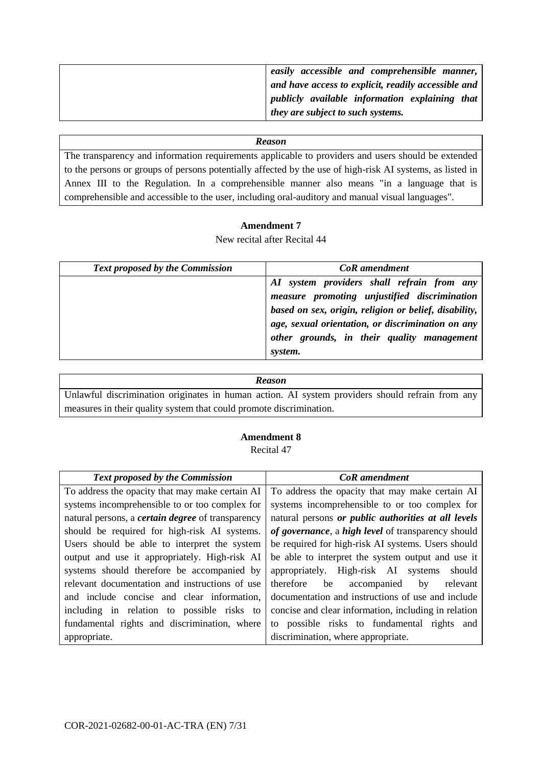| | |
|---|---|
| | ***easily accessible and comprehensible manner, and have access to explicit, readily accessible and publicly available information explaining that they are subject to such systems.*** |

| *Reason* |
|---|
| The transparency and information requirements applicable to providers and users should be extended to the persons or groups of persons potentially affected by the use of high-risk AI systems, as listed in Annex III to the Regulation. In a comprehensible manner also means "in a language that is comprehensible and accessible to the user, including oral-auditory and manual visual languages". |

**Amendment 7**

New recital after Recital 44

| *Text proposed by the Commission* | *CoR amendment* |
|---|---|
| | ***AI system providers shall refrain from any measure promoting unjustified discrimination based on sex, origin, religion or belief, disability, age, sexual orientation, or discrimination on any other grounds, in their quality management system.*** |

| *Reason* |
|---|
| Unlawful discrimination originates in human action. AI system providers should refrain from any measures in their quality system that could promote discrimination. |

**Amendment 8**

Recital 47

| *Text proposed by the Commission* | *CoR amendment* |
|---|---|
| To address the opacity that may make certain AI systems incomprehensible to or too complex for natural persons, a ***certain degree*** of transparency should be required for high-risk AI systems. Users should be able to interpret the system output and use it appropriately. High-risk AI systems should therefore be accompanied by relevant documentation and instructions of use and include concise and clear information, including in relation to possible risks to fundamental rights and discrimination, where appropriate. | To address the opacity that may make certain AI systems incomprehensible to or too complex for natural persons ***or public authorities at all levels of governance***, a ***high level*** of transparency should be required for high-risk AI systems. Users should be able to interpret the system output and use it appropriately. High-risk AI systems should therefore be accompanied by relevant documentation and instructions of use and include concise and clear information, including in relation to possible risks to fundamental rights and discrimination, where appropriate. |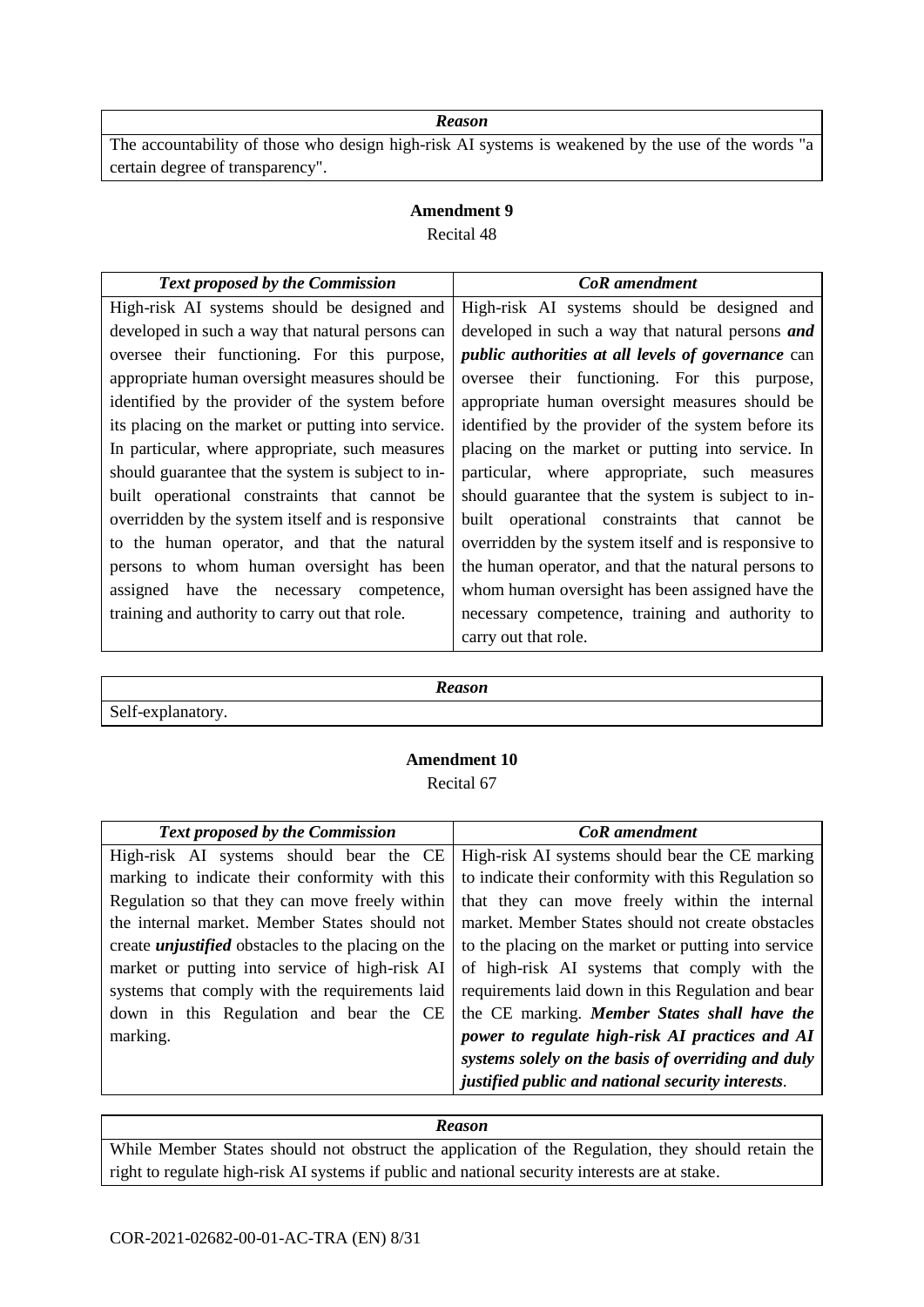| *Reason* |
|---|
| The accountability of those who design high-risk AI systems is weakened by the use of the words "a certain degree of transparency". |

**Amendment 9**

Recital 48

| *Text proposed by the Commission* | *CoR amendment* |
|---|---|
| High-risk AI systems should be designed and developed in such a way that natural persons can oversee their functioning. For this purpose, appropriate human oversight measures should be identified by the provider of the system before its placing on the market or putting into service. In particular, where appropriate, such measures should guarantee that the system is subject to in-built operational constraints that cannot be overridden by the system itself and is responsive to the human operator, and that the natural persons to whom human oversight has been assigned have the necessary competence, training and authority to carry out that role. | High-risk AI systems should be designed and developed in such a way that natural persons ***and public authorities at all levels of governance*** can oversee their functioning. For this purpose, appropriate human oversight measures should be identified by the provider of the system before its placing on the market or putting into service. In particular, where appropriate, such measures should guarantee that the system is subject to in-built operational constraints that cannot be overridden by the system itself and is responsive to the human operator, and that the natural persons to whom human oversight has been assigned have the necessary competence, training and authority to carry out that role. |

| *Reason* |
|---|
| Self-explanatory. |

**Amendment 10**

Recital 67

| *Text proposed by the Commission* | *CoR amendment* |
|---|---|
| High-risk AI systems should bear the CE marking to indicate their conformity with this Regulation so that they can move freely within the internal market. Member States should not create ***unjustified*** obstacles to the placing on the market or putting into service of high-risk AI systems that comply with the requirements laid down in this Regulation and bear the CE marking. | High-risk AI systems should bear the CE marking to indicate their conformity with this Regulation so that they can move freely within the internal market. Member States should not create obstacles to the placing on the market or putting into service of high-risk AI systems that comply with the requirements laid down in this Regulation and bear the CE marking. ***Member States shall have the power to regulate high-risk AI practices and AI systems solely on the basis of overriding and duly justified public and national security interests***. |

| *Reason* |
|---|
| While Member States should not obstruct the application of the Regulation, they should retain the right to regulate high-risk AI systems if public and national security interests are at stake. |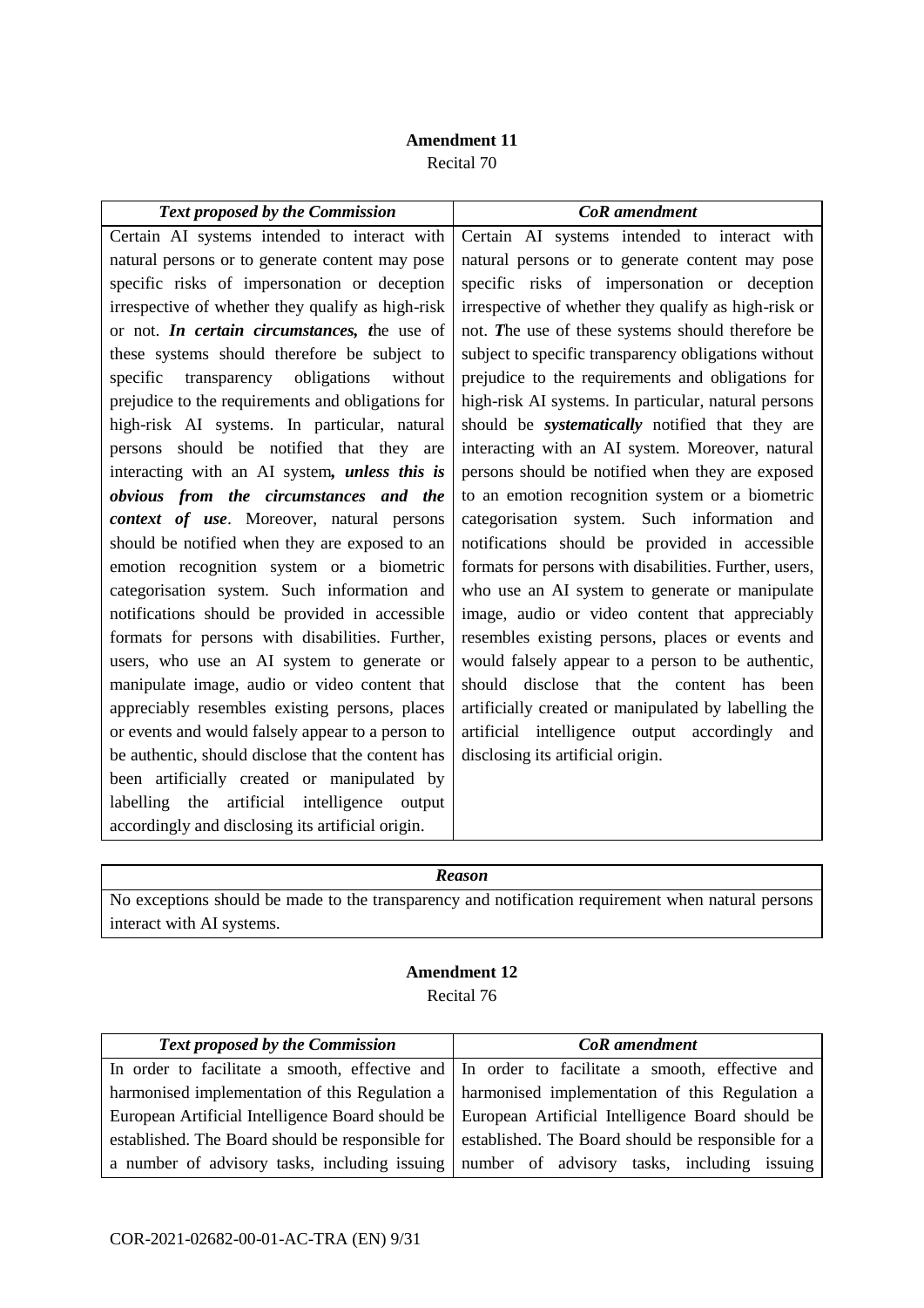**Amendment 11**

Recital 70

| *Text proposed by the Commission* | *CoR amendment* |
|---|---|
| Certain AI systems intended to interact with natural persons or to generate content may pose specific risks of impersonation or deception irrespective of whether they qualify as high-risk or not. ***In certain circumstances, t***he use of these systems should therefore be subject to specific transparency obligations without prejudice to the requirements and obligations for high-risk AI systems. In particular, natural persons should be notified that they are interacting with an AI system***, unless this is obvious from the circumstances and the context of use***. Moreover, natural persons should be notified when they are exposed to an emotion recognition system or a biometric categorisation system. Such information and notifications should be provided in accessible formats for persons with disabilities. Further, users, who use an AI system to generate or manipulate image, audio or video content that appreciably resembles existing persons, places or events and would falsely appear to a person to be authentic, should disclose that the content has been artificially created or manipulated by labelling the artificial intelligence output accordingly and disclosing its artificial origin. | Certain AI systems intended to interact with natural persons or to generate content may pose specific risks of impersonation or deception irrespective of whether they qualify as high-risk or not. ***T***he use of these systems should therefore be subject to specific transparency obligations without prejudice to the requirements and obligations for high-risk AI systems. In particular, natural persons should be ***systematically*** notified that they are interacting with an AI system. Moreover, natural persons should be notified when they are exposed to an emotion recognition system or a biometric categorisation system. Such information and notifications should be provided in accessible formats for persons with disabilities. Further, users, who use an AI system to generate or manipulate image, audio or video content that appreciably resembles existing persons, places or events and would falsely appear to a person to be authentic, should disclose that the content has been artificially created or manipulated by labelling the artificial intelligence output accordingly and disclosing its artificial origin. |

| *Reason* |
|---|
| No exceptions should be made to the transparency and notification requirement when natural persons interact with AI systems. |

**Amendment 12**

Recital 76

| *Text proposed by the Commission* | *CoR amendment* |
|---|---|
| In order to facilitate a smooth, effective and harmonised implementation of this Regulation a European Artificial Intelligence Board should be established. The Board should be responsible for a number of advisory tasks, including issuing | In order to facilitate a smooth, effective and harmonised implementation of this Regulation a European Artificial Intelligence Board should be established. The Board should be responsible for a number of advisory tasks, including issuing |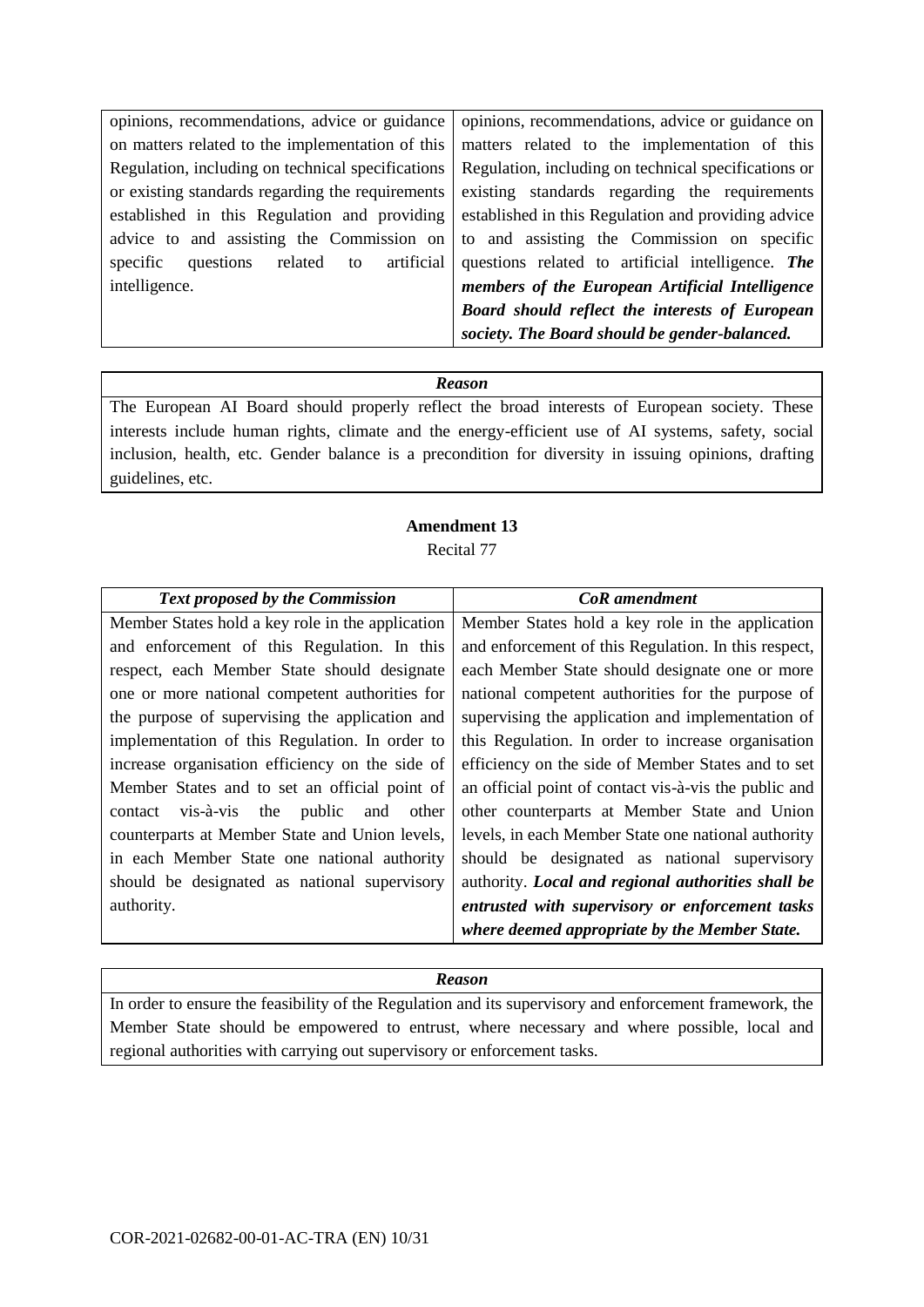| | |
|---|---|
| opinions, recommendations, advice or guidance on matters related to the implementation of this Regulation, including on technical specifications or existing standards regarding the requirements established in this Regulation and providing advice to and assisting the Commission on specific questions related to artificial intelligence. | opinions, recommendations, advice or guidance on matters related to the implementation of this Regulation, including on technical specifications or existing standards regarding the requirements established in this Regulation and providing advice to and assisting the Commission on specific questions related to artificial intelligence. ***The members of the European Artificial Intelligence Board should reflect the interests of European society. The Board should be gender-balanced.*** |

| *Reason* |
|---|
| The European AI Board should properly reflect the broad interests of European society. These interests include human rights, climate and the energy-efficient use of AI systems, safety, social inclusion, health, etc. Gender balance is a precondition for diversity in issuing opinions, drafting guidelines, etc. |

**Amendment 13**

Recital 77

| *Text proposed by the Commission* | *CoR amendment* |
|---|---|
| Member States hold a key role in the application and enforcement of this Regulation. In this respect, each Member State should designate one or more national competent authorities for the purpose of supervising the application and implementation of this Regulation. In order to increase organisation efficiency on the side of Member States and to set an official point of contact vis-à-vis the public and other counterparts at Member State and Union levels, in each Member State one national authority should be designated as national supervisory authority. | Member States hold a key role in the application and enforcement of this Regulation. In this respect, each Member State should designate one or more national competent authorities for the purpose of supervising the application and implementation of this Regulation. In order to increase organisation efficiency on the side of Member States and to set an official point of contact vis-à-vis the public and other counterparts at Member State and Union levels, in each Member State one national authority should be designated as national supervisory authority. ***Local and regional authorities shall be entrusted with supervisory or enforcement tasks where deemed appropriate by the Member State.*** |

| *Reason* |
|---|
| In order to ensure the feasibility of the Regulation and its supervisory and enforcement framework, the Member State should be empowered to entrust, where necessary and where possible, local and regional authorities with carrying out supervisory or enforcement tasks. |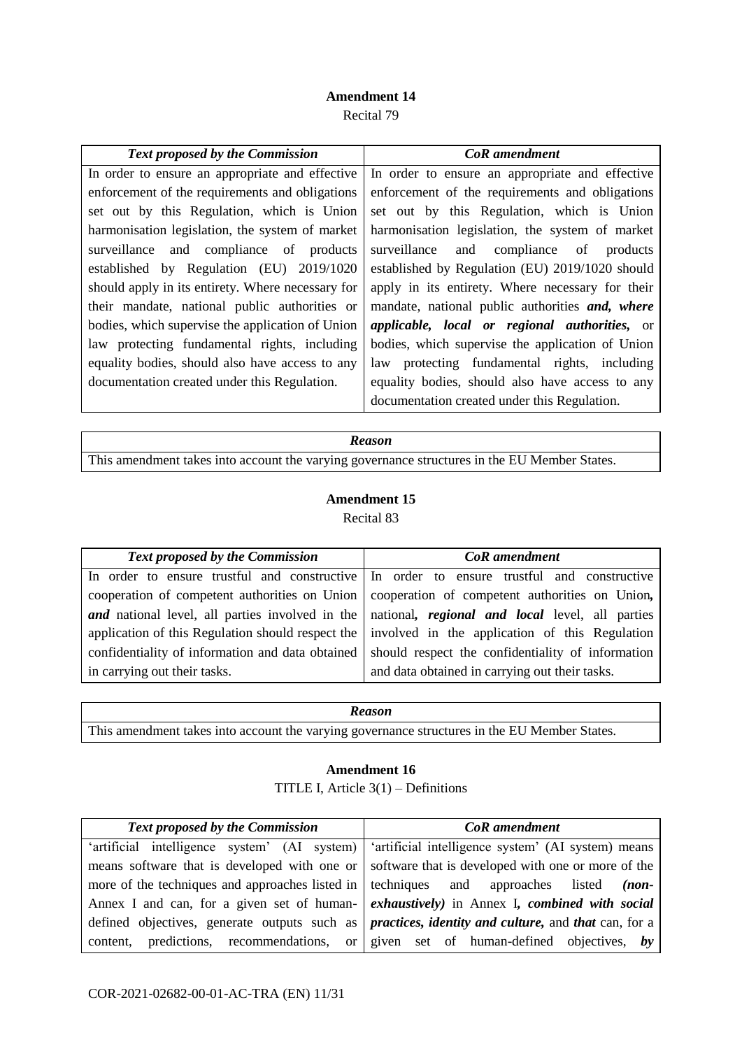**Amendment 14**

Recital 79

| *Text proposed by the Commission* | *CoR amendment* |
|---|---|
| In order to ensure an appropriate and effective enforcement of the requirements and obligations set out by this Regulation, which is Union harmonisation legislation, the system of market surveillance and compliance of products established by Regulation (EU) 2019/1020 should apply in its entirety. Where necessary for their mandate, national public authorities or bodies, which supervise the application of Union law protecting fundamental rights, including equality bodies, should also have access to any documentation created under this Regulation. | In order to ensure an appropriate and effective enforcement of the requirements and obligations set out by this Regulation, which is Union harmonisation legislation, the system of market surveillance and compliance of products established by Regulation (EU) 2019/1020 should apply in its entirety. Where necessary for their mandate, national public authorities ***and, where applicable, local or regional authorities,*** or bodies, which supervise the application of Union law protecting fundamental rights, including equality bodies, should also have access to any documentation created under this Regulation. |

| *Reason* |
|---|
| This amendment takes into account the varying governance structures in the EU Member States. |

**Amendment 15**

Recital 83

| *Text proposed by the Commission* | *CoR amendment* |
|---|---|
| In order to ensure trustful and constructive cooperation of competent authorities on Union ***and*** national level, all parties involved in the application of this Regulation should respect the confidentiality of information and data obtained in carrying out their tasks. | In order to ensure trustful and constructive cooperation of competent authorities on Union***,*** national***, regional and local*** level, all parties involved in the application of this Regulation should respect the confidentiality of information and data obtained in carrying out their tasks. |

| *Reason* |
|---|
| This amendment takes into account the varying governance structures in the EU Member States. |

**Amendment 16**

TITLE I, Article 3(1) – Definitions

| *Text proposed by the Commission* | *CoR amendment* |
|---|---|
| 'artificial intelligence system' (AI system) means software that is developed with one or more of the techniques and approaches listed in Annex I and can, for a given set of human-defined objectives, generate outputs such as content, predictions, recommendations, or | 'artificial intelligence system' (AI system) means software that is developed with one or more of the techniques and approaches listed ***(non-exhaustively)*** in Annex I***, combined with social practices, identity and culture,*** and ***that*** can, for a given set of human-defined objectives, ***by*** |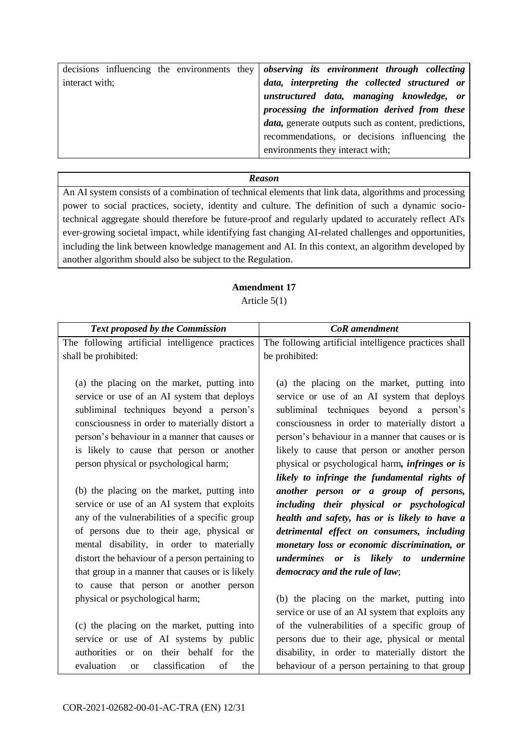| | |
|---|---|
| decisions influencing the environments they interact with; | ***observing its environment through collecting data, interpreting the collected structured or unstructured data, managing knowledge, or processing the information derived from these data,*** generate outputs such as content, predictions, recommendations, or decisions influencing the environments they interact with; |

| ***Reason*** |
|---|
| An AI system consists of a combination of technical elements that link data, algorithms and processing power to social practices, society, identity and culture. The definition of such a dynamic socio-technical aggregate should therefore be future-proof and regularly updated to accurately reflect AI's ever-growing societal impact, while identifying fast changing AI-related challenges and opportunities, including the link between knowledge management and AI. In this context, an algorithm developed by another algorithm should also be subject to the Regulation. |

**Amendment 17**

Article 5(1)

| ***Text proposed by the Commission*** | ***CoR amendment*** |
|---|---|
| The following artificial intelligence practices shall be prohibited:<br><br>(a) the placing on the market, putting into service or use of an AI system that deploys subliminal techniques beyond a person's consciousness in order to materially distort a person's behaviour in a manner that causes or is likely to cause that person or another person physical or psychological harm;<br><br>(b) the placing on the market, putting into service or use of an AI system that exploits any of the vulnerabilities of a specific group of persons due to their age, physical or mental disability, in order to materially distort the behaviour of a person pertaining to that group in a manner that causes or is likely to cause that person or another person physical or psychological harm;<br><br>(c) the placing on the market, putting into service or use of AI systems by public authorities or on their behalf for the evaluation or classification of the | The following artificial intelligence practices shall be prohibited:<br><br>(a) the placing on the market, putting into service or use of an AI system that deploys subliminal techniques beyond a person's consciousness in order to materially distort a person's behaviour in a manner that causes or is likely to cause that person or another person physical or psychological harm***, infringes or is likely to infringe the fundamental rights of another person or a group of persons, including their physical or psychological health and safety, has or is likely to have a detrimental effect on consumers, including monetary loss or economic discrimination, or undermines or is likely to undermine democracy and the rule of law***;<br><br>(b) the placing on the market, putting into service or use of an AI system that exploits any of the vulnerabilities of a specific group of persons due to their age, physical or mental disability, in order to materially distort the behaviour of a person pertaining to that group |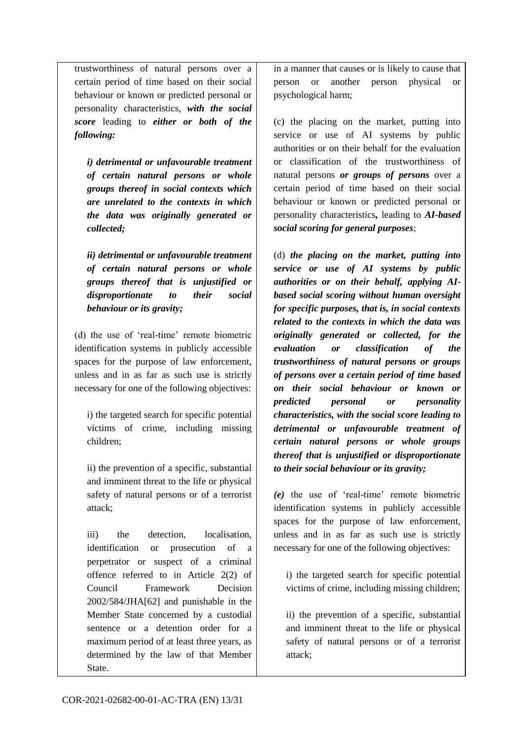| | |
|---|---|
| trustworthiness of natural persons over a certain period of time based on their social behaviour or known or predicted personal or personality characteristics, ***with the social score*** leading to ***either or both of the following:***<br><br>***i) detrimental or unfavourable treatment of certain natural persons or whole groups thereof in social contexts which are unrelated to the contexts in which the data was originally generated or collected;***<br><br>***ii) detrimental or unfavourable treatment of certain natural persons or whole groups thereof that is unjustified or disproportionate to their social behaviour or its gravity;***<br><br>(d) the use of 'real-time' remote biometric identification systems in publicly accessible spaces for the purpose of law enforcement, unless and in as far as such use is strictly necessary for one of the following objectives:<br><br>i) the targeted search for specific potential victims of crime, including missing children;<br><br>ii) the prevention of a specific, substantial and imminent threat to the life or physical safety of natural persons or of a terrorist attack;<br><br>iii) the detection, localisation, identification or prosecution of a perpetrator or suspect of a criminal offence referred to in Article 2(2) of Council Framework Decision 2002/584/JHA[62] and punishable in the Member State concerned by a custodial sentence or a detention order for a maximum period of at least three years, as determined by the law of that Member State. | in a manner that causes or is likely to cause that person or another person physical or psychological harm;<br><br>(c) the placing on the market, putting into service or use of AI systems by public authorities or on their behalf for the evaluation or classification of the trustworthiness of natural persons ***or groups of persons*** over a certain period of time based on their social behaviour or known or predicted personal or personality characteristics**,** leading to ***AI-based social scoring for general purposes***;<br><br>(d) ***the placing on the market, putting into service or use of AI systems by public authorities or on their behalf, applying AI-based social scoring without human oversight for specific purposes, that is, in social contexts related to the contexts in which the data was originally generated or collected, for the evaluation or classification of the trustworthiness of natural persons or groups of persons over a certain period of time based on their social behaviour or known or predicted personal or personality characteristics, with the social score leading to detrimental or unfavourable treatment of certain natural persons or whole groups thereof that is unjustified or disproportionate to their social behaviour or its gravity;***<br><br>***(e)*** the use of 'real-time' remote biometric identification systems in publicly accessible spaces for the purpose of law enforcement, unless and in as far as such use is strictly necessary for one of the following objectives:<br><br>i) the targeted search for specific potential victims of crime, including missing children;<br><br>ii) the prevention of a specific, substantial and imminent threat to the life or physical safety of natural persons or of a terrorist attack; |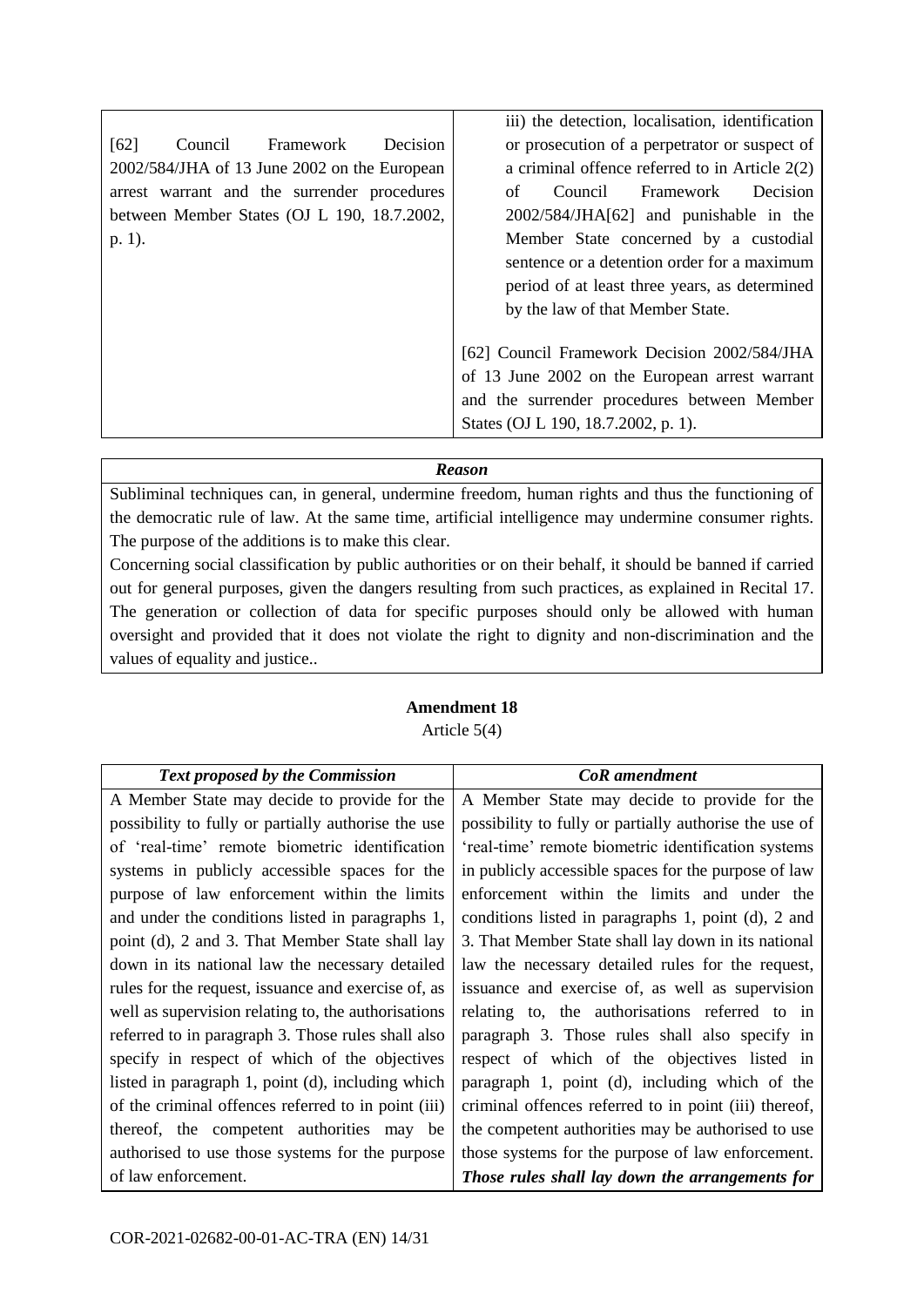| | |
|---|---|
| [62] Council Framework Decision 2002/584/JHA of 13 June 2002 on the European arrest warrant and the surrender procedures between Member States (OJ L 190, 18.7.2002, p. 1). | iii) the detection, localisation, identification or prosecution of a perpetrator or suspect of a criminal offence referred to in Article 2(2) of Council Framework Decision 2002/584/JHA[62] and punishable in the Member State concerned by a custodial sentence or a detention order for a maximum period of at least three years, as determined by the law of that Member State.<br><br>[62] Council Framework Decision 2002/584/JHA of 13 June 2002 on the European arrest warrant and the surrender procedures between Member States (OJ L 190, 18.7.2002, p. 1). |

| ***Reason*** |
|---|
| Subliminal techniques can, in general, undermine freedom, human rights and thus the functioning of the democratic rule of law. At the same time, artificial intelligence may undermine consumer rights. The purpose of the additions is to make this clear.<br>Concerning social classification by public authorities or on their behalf, it should be banned if carried out for general purposes, given the dangers resulting from such practices, as explained in Recital 17. The generation or collection of data for specific purposes should only be allowed with human oversight and provided that it does not violate the right to dignity and non-discrimination and the values of equality and justice.. |

**Amendment 18**

Article 5(4)

| ***Text proposed by the Commission*** | ***CoR amendment*** |
|---|---|
| A Member State may decide to provide for the possibility to fully or partially authorise the use of 'real-time' remote biometric identification systems in publicly accessible spaces for the purpose of law enforcement within the limits and under the conditions listed in paragraphs 1, point (d), 2 and 3. That Member State shall lay down in its national law the necessary detailed rules for the request, issuance and exercise of, as well as supervision relating to, the authorisations referred to in paragraph 3. Those rules shall also specify in respect of which of the objectives listed in paragraph 1, point (d), including which of the criminal offences referred to in point (iii) thereof, the competent authorities may be authorised to use those systems for the purpose of law enforcement. | A Member State may decide to provide for the possibility to fully or partially authorise the use of 'real-time' remote biometric identification systems in publicly accessible spaces for the purpose of law enforcement within the limits and under the conditions listed in paragraphs 1, point (d), 2 and 3. That Member State shall lay down in its national law the necessary detailed rules for the request, issuance and exercise of, as well as supervision relating to, the authorisations referred to in paragraph 3. Those rules shall also specify in respect of which of the objectives listed in paragraph 1, point (d), including which of the criminal offences referred to in point (iii) thereof, the competent authorities may be authorised to use those systems for the purpose of law enforcement. ***Those rules shall lay down the arrangements for*** |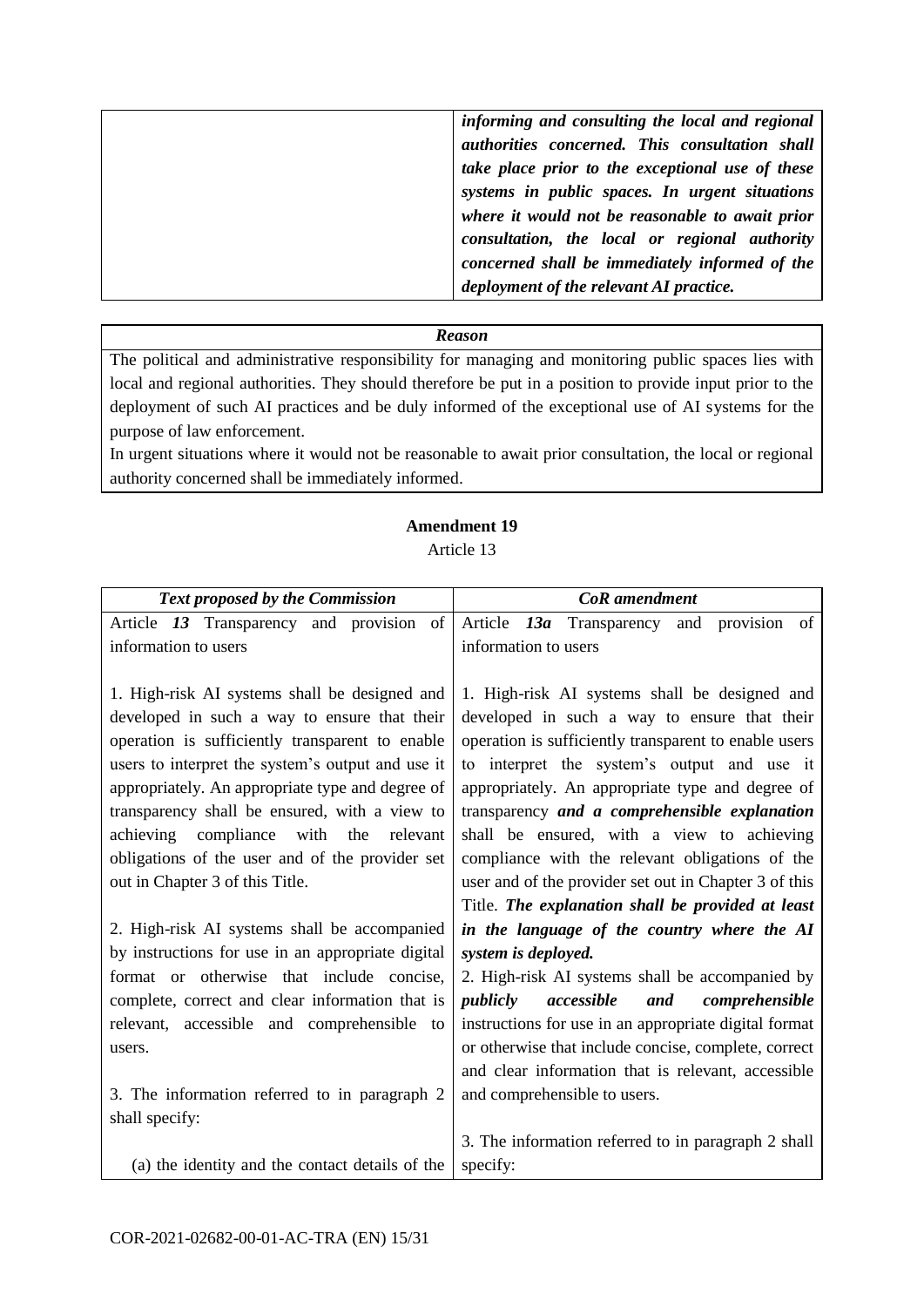| | |
|---|---|
| | ***informing and consulting the local and regional authorities concerned. This consultation shall take place prior to the exceptional use of these systems in public spaces. In urgent situations where it would not be reasonable to await prior consultation, the local or regional authority concerned shall be immediately informed of the deployment of the relevant AI practice.*** |

| ***Reason*** |
|---|
| The political and administrative responsibility for managing and monitoring public spaces lies with local and regional authorities. They should therefore be put in a position to provide input prior to the deployment of such AI practices and be duly informed of the exceptional use of AI systems for the purpose of law enforcement.<br>In urgent situations where it would not be reasonable to await prior consultation, the local or regional authority concerned shall be immediately informed. |

**Amendment 19**

Article 13

| ***Text proposed by the Commission*** | ***CoR amendment*** |
|---|---|
| Article ***13*** Transparency and provision of information to users<br><br>1. High-risk AI systems shall be designed and developed in such a way to ensure that their operation is sufficiently transparent to enable users to interpret the system's output and use it appropriately. An appropriate type and degree of transparency shall be ensured, with a view to achieving compliance with the relevant obligations of the user and of the provider set out in Chapter 3 of this Title.<br><br>2. High-risk AI systems shall be accompanied by instructions for use in an appropriate digital format or otherwise that include concise, complete, correct and clear information that is relevant, accessible and comprehensible to users.<br><br>3. The information referred to in paragraph 2 shall specify:<br><br>(a) the identity and the contact details of the | Article ***13a*** Transparency and provision of information to users<br><br>1. High-risk AI systems shall be designed and developed in such a way to ensure that their operation is sufficiently transparent to enable users to interpret the system's output and use it appropriately. An appropriate type and degree of transparency ***and a comprehensible explanation*** shall be ensured, with a view to achieving compliance with the relevant obligations of the user and of the provider set out in Chapter 3 of this Title. ***The explanation shall be provided at least in the language of the country where the AI system is deployed.***<br>2. High-risk AI systems shall be accompanied by ***publicly accessible and comprehensible*** instructions for use in an appropriate digital format or otherwise that include concise, complete, correct and clear information that is relevant, accessible and comprehensible to users.<br><br>3. The information referred to in paragraph 2 shall specify: |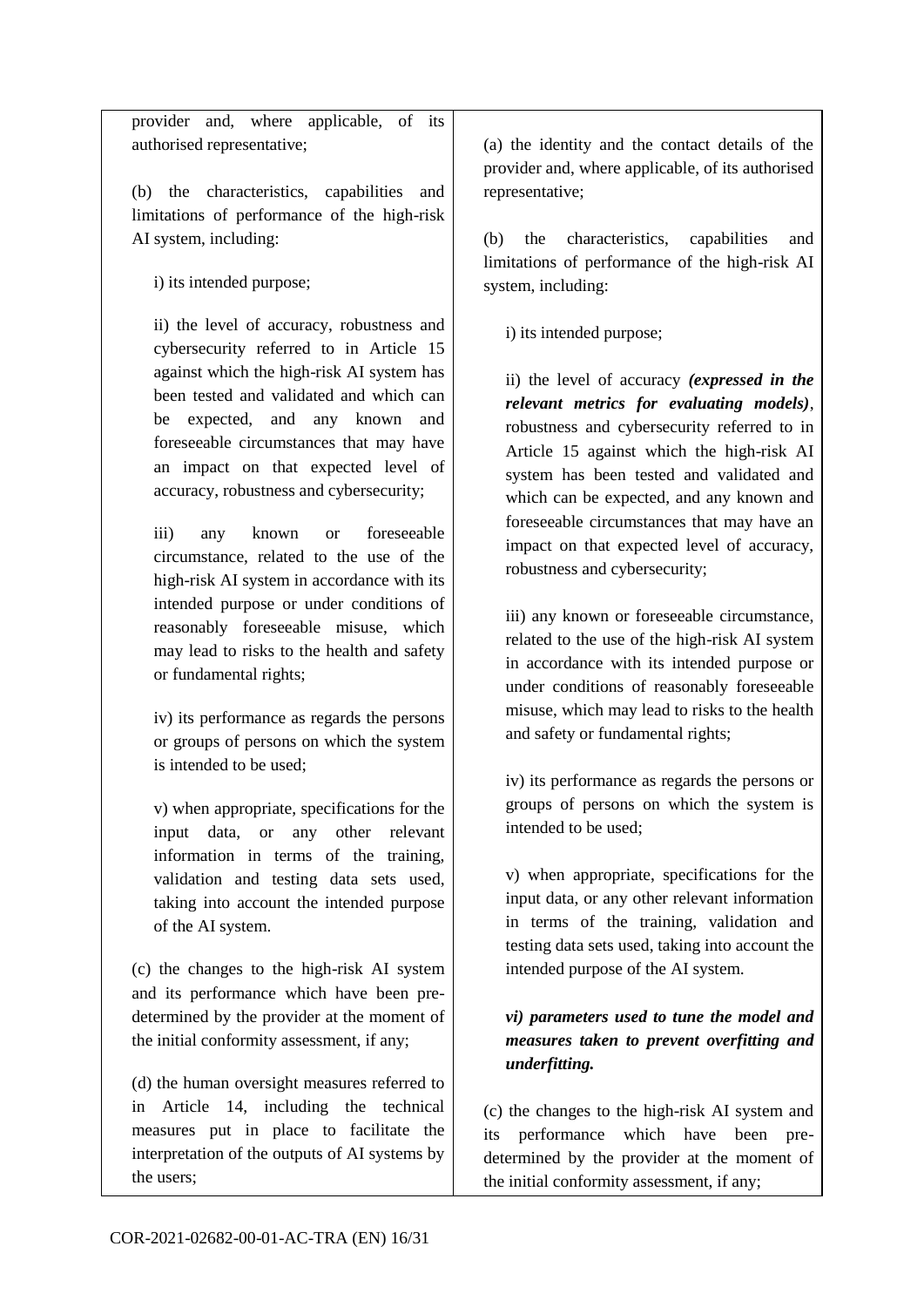| | |
|---|---|
| provider and, where applicable, of its authorised representative;<br><br>(b) the characteristics, capabilities and limitations of performance of the high-risk AI system, including:<br><br>i) its intended purpose;<br><br>ii) the level of accuracy, robustness and cybersecurity referred to in Article 15 against which the high-risk AI system has been tested and validated and which can be expected, and any known and foreseeable circumstances that may have an impact on that expected level of accuracy, robustness and cybersecurity;<br><br>iii) any known or foreseeable circumstance, related to the use of the high-risk AI system in accordance with its intended purpose or under conditions of reasonably foreseeable misuse, which may lead to risks to the health and safety or fundamental rights;<br><br>iv) its performance as regards the persons or groups of persons on which the system is intended to be used;<br><br>v) when appropriate, specifications for the input data, or any other relevant information in terms of the training, validation and testing data sets used, taking into account the intended purpose of the AI system.<br><br>(c) the changes to the high-risk AI system and its performance which have been pre-determined by the provider at the moment of the initial conformity assessment, if any;<br><br>(d) the human oversight measures referred to in Article 14, including the technical measures put in place to facilitate the interpretation of the outputs of AI systems by the users; | (a) the identity and the contact details of the provider and, where applicable, of its authorised representative;<br><br>(b) the characteristics, capabilities and limitations of performance of the high-risk AI system, including:<br><br>i) its intended purpose;<br><br>ii) the level of accuracy ***(expressed in the relevant metrics for evaluating models)***, robustness and cybersecurity referred to in Article 15 against which the high-risk AI system has been tested and validated and which can be expected, and any known and foreseeable circumstances that may have an impact on that expected level of accuracy, robustness and cybersecurity;<br><br>iii) any known or foreseeable circumstance, related to the use of the high-risk AI system in accordance with its intended purpose or under conditions of reasonably foreseeable misuse, which may lead to risks to the health and safety or fundamental rights;<br><br>iv) its performance as regards the persons or groups of persons on which the system is intended to be used;<br><br>v) when appropriate, specifications for the input data, or any other relevant information in terms of the training, validation and testing data sets used, taking into account the intended purpose of the AI system.<br><br>***vi) parameters used to tune the model and measures taken to prevent overfitting and underfitting.***<br><br>(c) the changes to the high-risk AI system and its performance which have been pre-determined by the provider at the moment of the initial conformity assessment, if any; |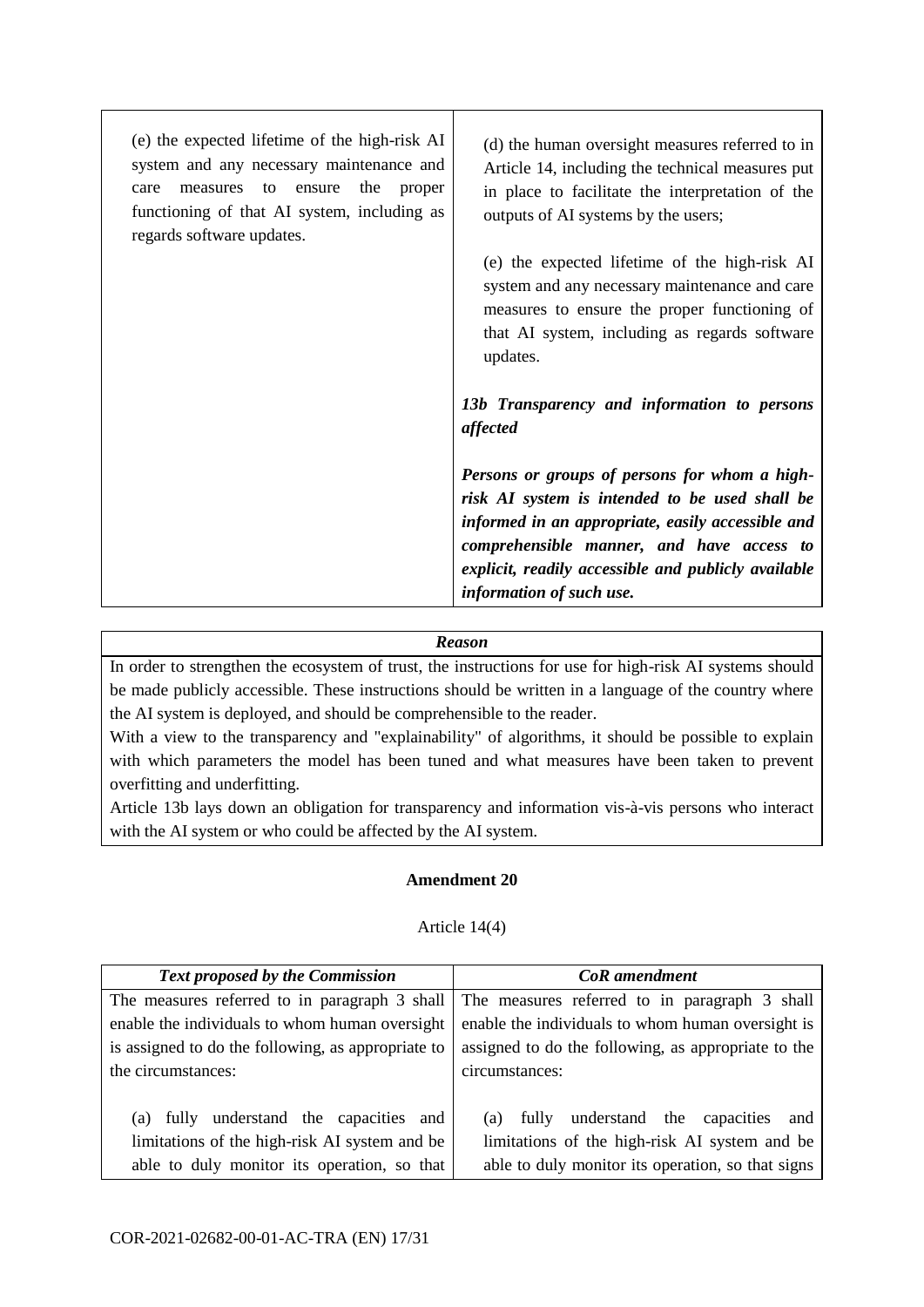| | |
|---|---|
| (e) the expected lifetime of the high-risk AI system and any necessary maintenance and care measures to ensure the proper functioning of that AI system, including as regards software updates. | (d) the human oversight measures referred to in Article 14, including the technical measures put in place to facilitate the interpretation of the outputs of AI systems by the users;<br><br>(e) the expected lifetime of the high-risk AI system and any necessary maintenance and care measures to ensure the proper functioning of that AI system, including as regards software updates.<br><br>***13b Transparency and information to persons affected***<br><br>***Persons or groups of persons for whom a high-risk AI system is intended to be used shall be informed in an appropriate, easily accessible and comprehensible manner, and have access to explicit, readily accessible and publicly available information of such use.*** |

| *Reason* |
|---|
| In order to strengthen the ecosystem of trust, the instructions for use for high-risk AI systems should be made publicly accessible. These instructions should be written in a language of the country where the AI system is deployed, and should be comprehensible to the reader.<br>With a view to the transparency and "explainability" of algorithms, it should be possible to explain with which parameters the model has been tuned and what measures have been taken to prevent overfitting and underfitting.<br>Article 13b lays down an obligation for transparency and information vis-à-vis persons who interact with the AI system or who could be affected by the AI system. |

**Amendment 20**

Article 14(4)

| *Text proposed by the Commission* | *CoR amendment* |
|---|---|
| The measures referred to in paragraph 3 shall enable the individuals to whom human oversight is assigned to do the following, as appropriate to the circumstances:<br><br>(a) fully understand the capacities and limitations of the high-risk AI system and be able to duly monitor its operation, so that | The measures referred to in paragraph 3 shall enable the individuals to whom human oversight is assigned to do the following, as appropriate to the circumstances:<br><br>(a) fully understand the capacities and limitations of the high-risk AI system and be able to duly monitor its operation, so that signs |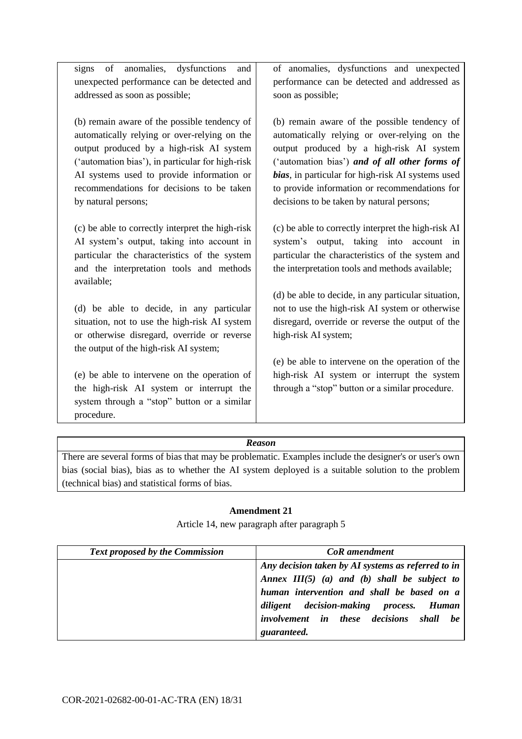| | |
|---|---|
| signs of anomalies, dysfunctions and unexpected performance can be detected and addressed as soon as possible;<br><br>(b) remain aware of the possible tendency of automatically relying or over-relying on the output produced by a high-risk AI system ('automation bias'), in particular for high-risk AI systems used to provide information or recommendations for decisions to be taken by natural persons;<br><br>(c) be able to correctly interpret the high-risk AI system's output, taking into account in particular the characteristics of the system and the interpretation tools and methods available;<br><br>(d) be able to decide, in any particular situation, not to use the high-risk AI system or otherwise disregard, override or reverse the output of the high-risk AI system;<br><br>(e) be able to intervene on the operation of the high-risk AI system or interrupt the system through a "stop" button or a similar procedure. | of anomalies, dysfunctions and unexpected performance can be detected and addressed as soon as possible;<br><br>(b) remain aware of the possible tendency of automatically relying or over-relying on the output produced by a high-risk AI system ('automation bias') ***and of all other forms of bias***, in particular for high-risk AI systems used to provide information or recommendations for decisions to be taken by natural persons;<br><br>(c) be able to correctly interpret the high-risk AI system's output, taking into account in particular the characteristics of the system and the interpretation tools and methods available;<br><br>(d) be able to decide, in any particular situation, not to use the high-risk AI system or otherwise disregard, override or reverse the output of the high-risk AI system;<br><br>(e) be able to intervene on the operation of the high-risk AI system or interrupt the system through a "stop" button or a similar procedure. |

| *Reason* |
|---|
| There are several forms of bias that may be problematic. Examples include the designer's or user's own bias (social bias), bias as to whether the AI system deployed is a suitable solution to the problem (technical bias) and statistical forms of bias. |

**Amendment 21**

Article 14, new paragraph after paragraph 5

| *Text proposed by the Commission* | *CoR amendment* |
|---|---|
| | ***Any decision taken by AI systems as referred to in Annex III(5) (a) and (b) shall be subject to human intervention and shall be based on a diligent decision-making process. Human involvement in these decisions shall be guaranteed.*** |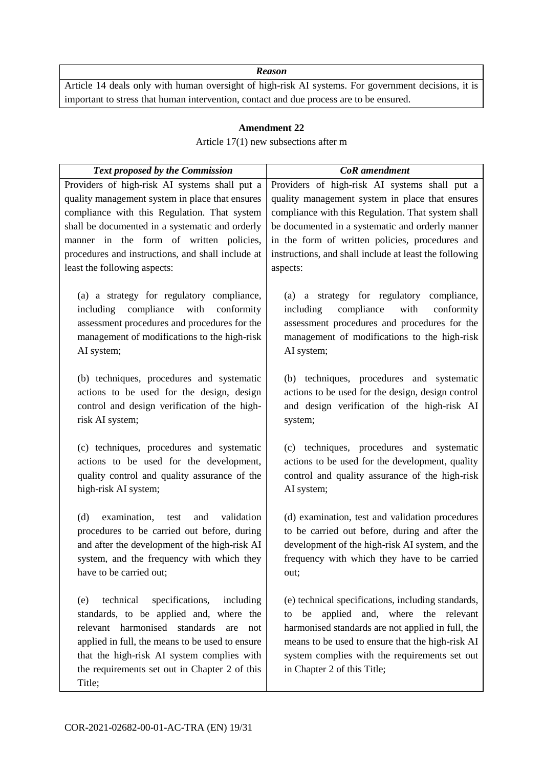| *Reason* |
|---|
| Article 14 deals only with human oversight of high-risk AI systems. For government decisions, it is important to stress that human intervention, contact and due process are to be ensured. |

**Amendment 22**

Article 17(1) new subsections after m

| *Text proposed by the Commission* | *CoR amendment* |
|---|---|
| Providers of high-risk AI systems shall put a quality management system in place that ensures compliance with this Regulation. That system shall be documented in a systematic and orderly manner in the form of written policies, procedures and instructions, and shall include at least the following aspects:<br><br>(a) a strategy for regulatory compliance, including compliance with conformity assessment procedures and procedures for the management of modifications to the high-risk AI system;<br><br>(b) techniques, procedures and systematic actions to be used for the design, design control and design verification of the high-risk AI system;<br><br>(c) techniques, procedures and systematic actions to be used for the development, quality control and quality assurance of the high-risk AI system;<br><br>(d) examination, test and validation procedures to be carried out before, during and after the development of the high-risk AI system, and the frequency with which they have to be carried out;<br><br>(e) technical specifications, including standards, to be applied and, where the relevant harmonised standards are not applied in full, the means to be used to ensure that the high-risk AI system complies with the requirements set out in Chapter 2 of this Title; | Providers of high-risk AI systems shall put a quality management system in place that ensures compliance with this Regulation. That system shall be documented in a systematic and orderly manner in the form of written policies, procedures and instructions, and shall include at least the following aspects:<br><br>(a) a strategy for regulatory compliance, including compliance with conformity assessment procedures and procedures for the management of modifications to the high-risk AI system;<br><br>(b) techniques, procedures and systematic actions to be used for the design, design control and design verification of the high-risk AI system;<br><br>(c) techniques, procedures and systematic actions to be used for the development, quality control and quality assurance of the high-risk AI system;<br><br>(d) examination, test and validation procedures to be carried out before, during and after the development of the high-risk AI system, and the frequency with which they have to be carried out;<br><br>(e) technical specifications, including standards, to be applied and, where the relevant harmonised standards are not applied in full, the means to be used to ensure that the high-risk AI system complies with the requirements set out in Chapter 2 of this Title; |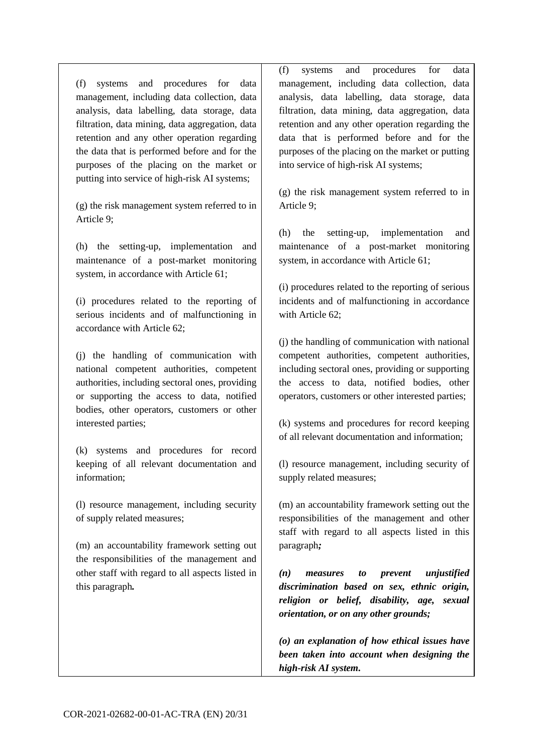| | |
|---|---|
| (f) systems and procedures for data management, including data collection, data analysis, data labelling, data storage, data filtration, data mining, data aggregation, data retention and any other operation regarding the data that is performed before and for the purposes of the placing on the market or putting into service of high-risk AI systems;<br><br>(g) the risk management system referred to in Article 9;<br><br>(h) the setting-up, implementation and maintenance of a post-market monitoring system, in accordance with Article 61;<br><br>(i) procedures related to the reporting of serious incidents and of malfunctioning in accordance with Article 62;<br><br>(j) the handling of communication with national competent authorities, competent authorities, including sectoral ones, providing or supporting the access to data, notified bodies, other operators, customers or other interested parties;<br><br>(k) systems and procedures for record keeping of all relevant documentation and information;<br><br>(l) resource management, including security of supply related measures;<br><br>(m) an accountability framework setting out the responsibilities of the management and other staff with regard to all aspects listed in this paragraph***.*** | (f) systems and procedures for data management, including data collection, data analysis, data labelling, data storage, data filtration, data mining, data aggregation, data retention and any other operation regarding the data that is performed before and for the purposes of the placing on the market or putting into service of high-risk AI systems;<br><br>(g) the risk management system referred to in Article 9;<br><br>(h) the setting-up, implementation and maintenance of a post-market monitoring system, in accordance with Article 61;<br><br>(i) procedures related to the reporting of serious incidents and of malfunctioning in accordance with Article 62;<br><br>(j) the handling of communication with national competent authorities, competent authorities, including sectoral ones, providing or supporting the access to data, notified bodies, other operators, customers or other interested parties;<br><br>(k) systems and procedures for record keeping of all relevant documentation and information;<br><br>(l) resource management, including security of supply related measures;<br><br>(m) an accountability framework setting out the responsibilities of the management and other staff with regard to all aspects listed in this paragraph***;***<br><br>***(n) measures to prevent unjustified discrimination based on sex, ethnic origin, religion or belief, disability, age, sexual orientation, or on any other grounds;***<br><br>***(o) an explanation of how ethical issues have been taken into account when designing the high-risk AI system.*** |

COR-2021-02682-00-01-AC-TRA (EN)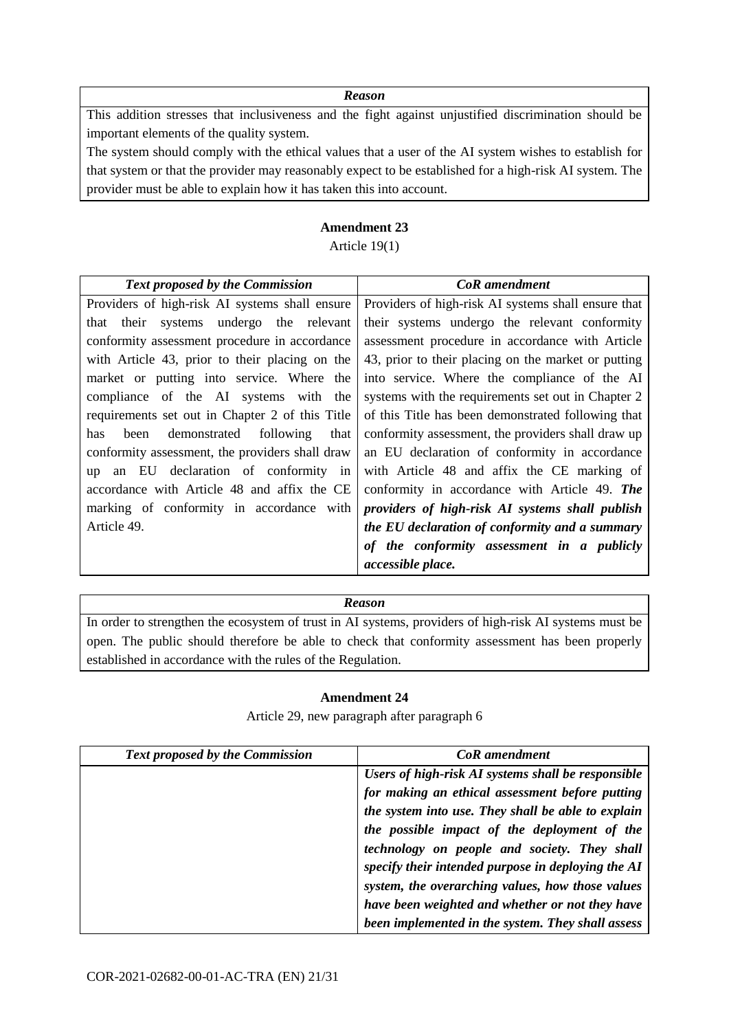| *Reason* |
|---|
| This addition stresses that inclusiveness and the fight against unjustified discrimination should be important elements of the quality system. The system should comply with the ethical values that a user of the AI system wishes to establish for that system or that the provider may reasonably expect to be established for a high-risk AI system. The provider must be able to explain how it has taken this into account. |

**Amendment 23**

Article 19(1)

| *Text proposed by the Commission* | *CoR amendment* |
|---|---|
| Providers of high-risk AI systems shall ensure that their systems undergo the relevant conformity assessment procedure in accordance with Article 43, prior to their placing on the market or putting into service. Where the compliance of the AI systems with the requirements set out in Chapter 2 of this Title has been demonstrated following that conformity assessment, the providers shall draw up an EU declaration of conformity in accordance with Article 48 and affix the CE marking of conformity in accordance with Article 49. | Providers of high-risk AI systems shall ensure that their systems undergo the relevant conformity assessment procedure in accordance with Article 43, prior to their placing on the market or putting into service. Where the compliance of the AI systems with the requirements set out in Chapter 2 of this Title has been demonstrated following that conformity assessment, the providers shall draw up an EU declaration of conformity in accordance with Article 48 and affix the CE marking of conformity in accordance with Article 49. ***The providers of high-risk AI systems shall publish the EU declaration of conformity and a summary of the conformity assessment in a publicly accessible place.*** |

| *Reason* |
|---|
| In order to strengthen the ecosystem of trust in AI systems, providers of high-risk AI systems must be open. The public should therefore be able to check that conformity assessment has been properly established in accordance with the rules of the Regulation. |

**Amendment 24**

Article 29, new paragraph after paragraph 6

| *Text proposed by the Commission* | *CoR amendment* |
|---|---|
| | ***Users of high-risk AI systems shall be responsible for making an ethical assessment before putting the system into use. They shall be able to explain the possible impact of the deployment of the technology on people and society. They shall specify their intended purpose in deploying the AI system, the overarching values, how those values have been weighted and whether or not they have been implemented in the system. They shall assess*** |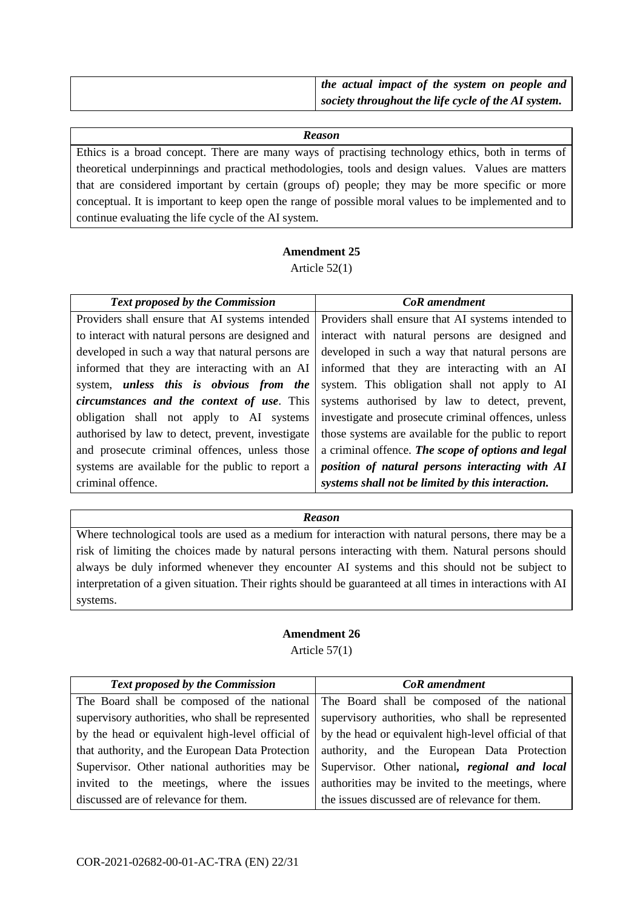| | |
|---|---|
| | ***the actual impact of the system on people and society throughout the life cycle of the AI system.*** |

| ***Reason*** |
|---|
| Ethics is a broad concept. There are many ways of practising technology ethics, both in terms of theoretical underpinnings and practical methodologies, tools and design values. Values are matters that are considered important by certain (groups of) people; they may be more specific or more conceptual. It is important to keep open the range of possible moral values to be implemented and to continue evaluating the life cycle of the AI system. |

**Amendment 25**

Article 52(1)

| ***Text proposed by the Commission*** | ***CoR amendment*** |
|---|---|
| Providers shall ensure that AI systems intended to interact with natural persons are designed and developed in such a way that natural persons are informed that they are interacting with an AI system, ***unless this is obvious from the circumstances and the context of use***. This obligation shall not apply to AI systems authorised by law to detect, prevent, investigate and prosecute criminal offences, unless those systems are available for the public to report a criminal offence. | Providers shall ensure that AI systems intended to interact with natural persons are designed and developed in such a way that natural persons are informed that they are interacting with an AI system. This obligation shall not apply to AI systems authorised by law to detect, prevent, investigate and prosecute criminal offences, unless those systems are available for the public to report a criminal offence. ***The scope of options and legal position of natural persons interacting with AI systems shall not be limited by this interaction.*** |

| ***Reason*** |
|---|
| Where technological tools are used as a medium for interaction with natural persons, there may be a risk of limiting the choices made by natural persons interacting with them. Natural persons should always be duly informed whenever they encounter AI systems and this should not be subject to interpretation of a given situation. Their rights should be guaranteed at all times in interactions with AI systems. |

**Amendment 26**

Article 57(1)

| ***Text proposed by the Commission*** | ***CoR amendment*** |
|---|---|
| The Board shall be composed of the national supervisory authorities, who shall be represented by the head or equivalent high-level official of that authority, and the European Data Protection Supervisor. Other national authorities may be invited to the meetings, where the issues discussed are of relevance for them. | The Board shall be composed of the national supervisory authorities, who shall be represented by the head or equivalent high-level official of that authority, and the European Data Protection Supervisor. Other national***, regional and local*** authorities may be invited to the meetings, where the issues discussed are of relevance for them. |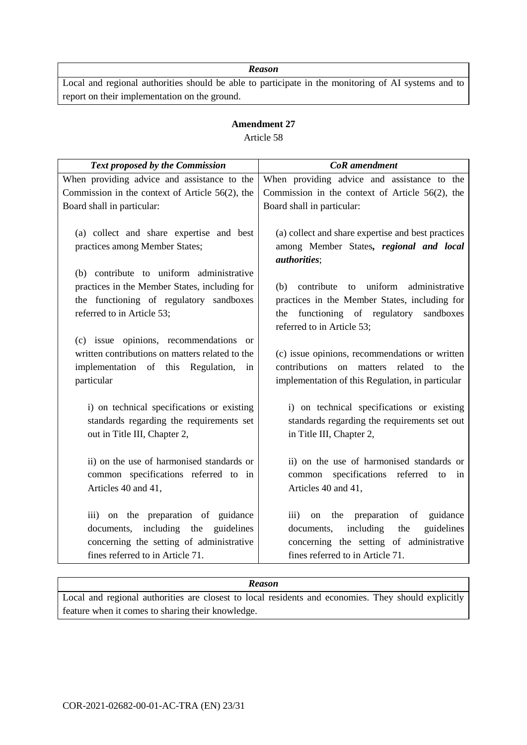| *Reason* |
|---|
| Local and regional authorities should be able to participate in the monitoring of AI systems and to report on their implementation on the ground. |

**Amendment 27**

Article 58

| *Text proposed by the Commission* | *CoR amendment* |
|---|---|
| When providing advice and assistance to the Commission in the context of Article 56(2), the Board shall in particular: | When providing advice and assistance to the Commission in the context of Article 56(2), the Board shall in particular: |
| (a) collect and share expertise and best practices among Member States; | (a) collect and share expertise and best practices among Member States***, regional and local authorities***; |
| (b) contribute to uniform administrative practices in the Member States, including for the functioning of regulatory sandboxes referred to in Article 53; | (b) contribute to uniform administrative practices in the Member States, including for the functioning of regulatory sandboxes referred to in Article 53; |
| (c) issue opinions, recommendations or written contributions on matters related to the implementation of this Regulation, in particular | (c) issue opinions, recommendations or written contributions on matters related to the implementation of this Regulation, in particular |
| i) on technical specifications or existing standards regarding the requirements set out in Title III, Chapter 2, | i) on technical specifications or existing standards regarding the requirements set out in Title III, Chapter 2, |
| ii) on the use of harmonised standards or common specifications referred to in Articles 40 and 41, | ii) on the use of harmonised standards or common specifications referred to in Articles 40 and 41, |
| iii) on the preparation of guidance documents, including the guidelines concerning the setting of administrative fines referred to in Article 71. | iii) on the preparation of guidance documents, including the guidelines concerning the setting of administrative fines referred to in Article 71. |

| *Reason* |
|---|
| Local and regional authorities are closest to local residents and economies. They should explicitly feature when it comes to sharing their knowledge. |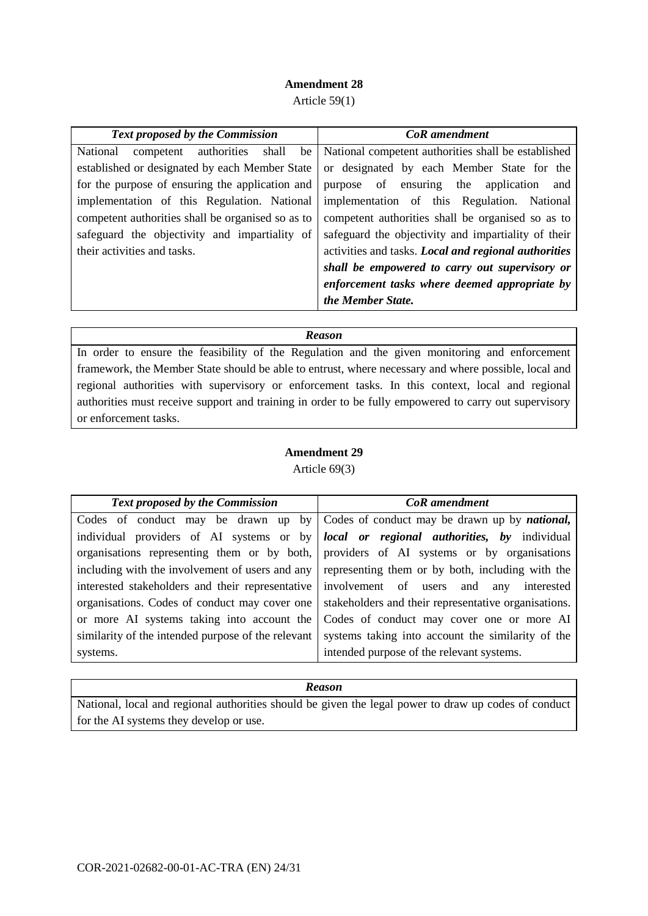**Amendment 28**

Article 59(1)

| *Text proposed by the Commission* | *CoR amendment* |
|---|---|
| National competent authorities shall be established or designated by each Member State for the purpose of ensuring the application and implementation of this Regulation. National competent authorities shall be organised so as to safeguard the objectivity and impartiality of their activities and tasks. | National competent authorities shall be established or designated by each Member State for the purpose of ensuring the application and implementation of this Regulation. National competent authorities shall be organised so as to safeguard the objectivity and impartiality of their activities and tasks. ***Local and regional authorities shall be empowered to carry out supervisory or enforcement tasks where deemed appropriate by the Member State.*** |

| *Reason* |
|---|
| In order to ensure the feasibility of the Regulation and the given monitoring and enforcement framework, the Member State should be able to entrust, where necessary and where possible, local and regional authorities with supervisory or enforcement tasks. In this context, local and regional authorities must receive support and training in order to be fully empowered to carry out supervisory or enforcement tasks. |

**Amendment 29**

Article 69(3)

| *Text proposed by the Commission* | *CoR amendment* |
|---|---|
| Codes of conduct may be drawn up by individual providers of AI systems or by organisations representing them or by both, including with the involvement of users and any interested stakeholders and their representative organisations. Codes of conduct may cover one or more AI systems taking into account the similarity of the intended purpose of the relevant systems. | Codes of conduct may be drawn up by ***national, local or regional authorities, by*** individual providers of AI systems or by organisations representing them or by both, including with the involvement of users and any interested stakeholders and their representative organisations. Codes of conduct may cover one or more AI systems taking into account the similarity of the intended purpose of the relevant systems. |

| *Reason* |
|---|
| National, local and regional authorities should be given the legal power to draw up codes of conduct for the AI systems they develop or use. |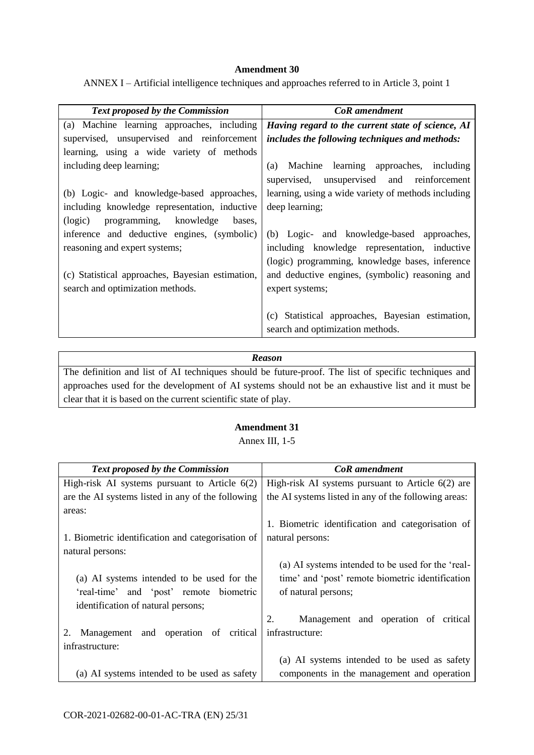**Amendment 30**

ANNEX I – Artificial intelligence techniques and approaches referred to in Article 3, point 1

| *Text proposed by the Commission* | *CoR amendment* |
|---|---|
| (a) Machine learning approaches, including supervised, unsupervised and reinforcement learning, using a wide variety of methods including deep learning;<br><br>(b) Logic- and knowledge-based approaches, including knowledge representation, inductive (logic) programming, knowledge bases, inference and deductive engines, (symbolic) reasoning and expert systems;<br><br>(c) Statistical approaches, Bayesian estimation, search and optimization methods. | ***Having regard to the current state of science, AI includes the following techniques and methods:***<br><br>(a) Machine learning approaches, including supervised, unsupervised and reinforcement learning, using a wide variety of methods including deep learning;<br><br>(b) Logic- and knowledge-based approaches, including knowledge representation, inductive (logic) programming, knowledge bases, inference and deductive engines, (symbolic) reasoning and expert systems;<br><br>(c) Statistical approaches, Bayesian estimation, search and optimization methods. |

| *Reason* |
|---|
| The definition and list of AI techniques should be future-proof. The list of specific techniques and approaches used for the development of AI systems should not be an exhaustive list and it must be clear that it is based on the current scientific state of play. |

**Amendment 31**

Annex III, 1-5

| *Text proposed by the Commission* | *CoR amendment* |
|---|---|
| High-risk AI systems pursuant to Article 6(2) are the AI systems listed in any of the following areas:<br><br>1. Biometric identification and categorisation of natural persons:<br><br>(a) AI systems intended to be used for the 'real-time' and 'post' remote biometric identification of natural persons;<br><br>2. Management and operation of critical infrastructure:<br><br>(a) AI systems intended to be used as safety | High-risk AI systems pursuant to Article 6(2) are the AI systems listed in any of the following areas:<br><br>1. Biometric identification and categorisation of natural persons:<br><br>(a) AI systems intended to be used for the 'real-time' and 'post' remote biometric identification of natural persons;<br><br>2. Management and operation of critical infrastructure:<br><br>(a) AI systems intended to be used as safety components in the management and operation |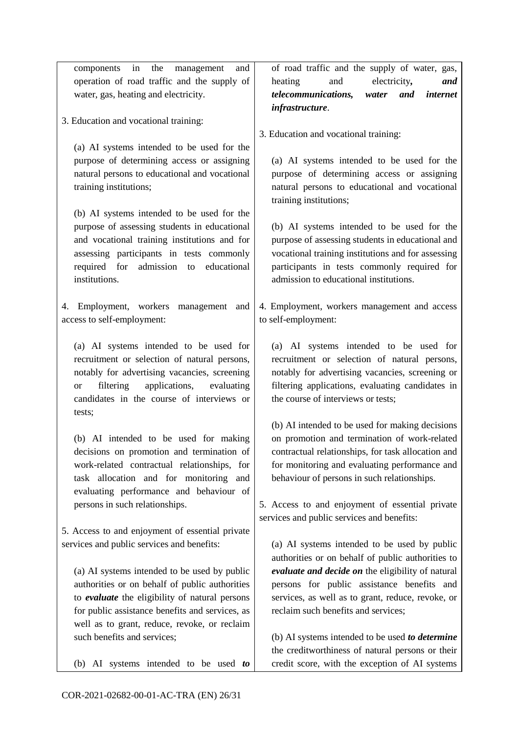| | |
|---|---|
| components in the management and operation of road traffic and the supply of water, gas, heating and electricity. | of road traffic and the supply of water, gas, heating and electricity***, and telecommunications, water and internet infrastructure***. |
| 3. Education and vocational training: | 3. Education and vocational training: |
| (a) AI systems intended to be used for the purpose of determining access or assigning natural persons to educational and vocational training institutions; | (a) AI systems intended to be used for the purpose of determining access or assigning natural persons to educational and vocational training institutions; |
| (b) AI systems intended to be used for the purpose of assessing students in educational and vocational training institutions and for assessing participants in tests commonly required for admission to educational institutions. | (b) AI systems intended to be used for the purpose of assessing students in educational and vocational training institutions and for assessing participants in tests commonly required for admission to educational institutions. |
| 4. Employment, workers management and access to self-employment: | 4. Employment, workers management and access to self-employment: |
| (a) AI systems intended to be used for recruitment or selection of natural persons, notably for advertising vacancies, screening or filtering applications, evaluating candidates in the course of interviews or tests; | (a) AI systems intended to be used for recruitment or selection of natural persons, notably for advertising vacancies, screening or filtering applications, evaluating candidates in the course of interviews or tests; |
| (b) AI intended to be used for making decisions on promotion and termination of work-related contractual relationships, for task allocation and for monitoring and evaluating performance and behaviour of persons in such relationships. | (b) AI intended to be used for making decisions on promotion and termination of work-related contractual relationships, for task allocation and for monitoring and evaluating performance and behaviour of persons in such relationships. |
| 5. Access to and enjoyment of essential private services and public services and benefits: | 5. Access to and enjoyment of essential private services and public services and benefits: |
| (a) AI systems intended to be used by public authorities or on behalf of public authorities to ***evaluate*** the eligibility of natural persons for public assistance benefits and services, as well as to grant, reduce, revoke, or reclaim such benefits and services; | (a) AI systems intended to be used by public authorities or on behalf of public authorities to ***evaluate and decide on*** the eligibility of natural persons for public assistance benefits and services, as well as to grant, reduce, revoke, or reclaim such benefits and services; |
| (b) AI systems intended to be used ***to*** | (b) AI systems intended to be used ***to determine*** the creditworthiness of natural persons or their credit score, with the exception of AI systems |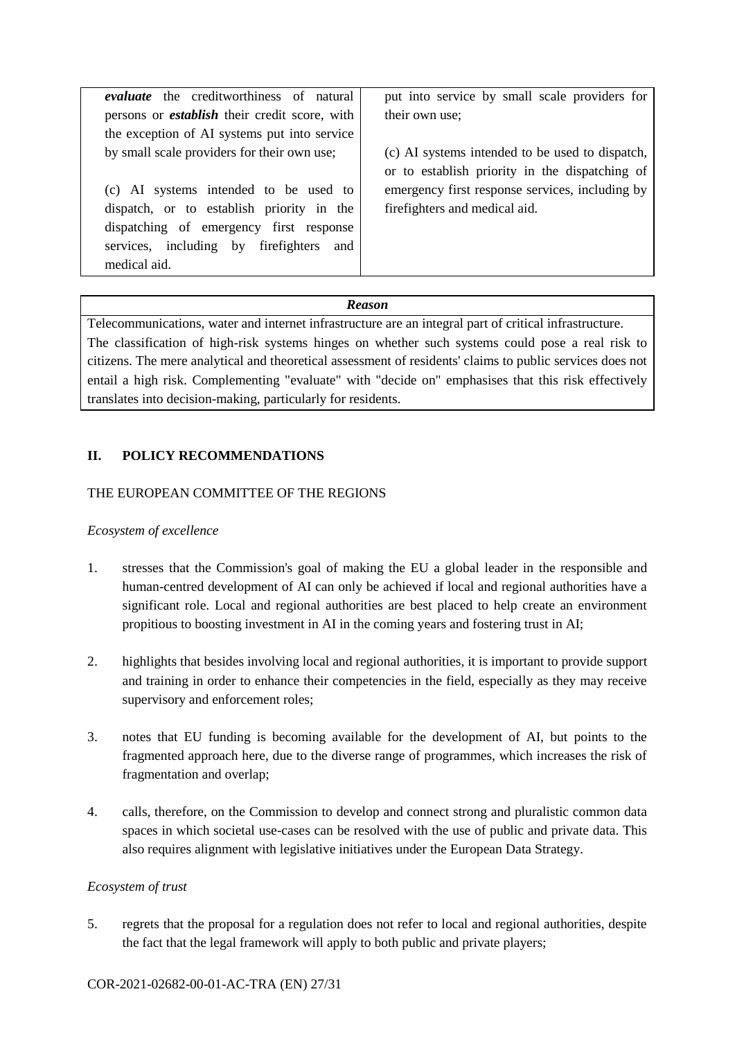| | |
|---|---|
| ***evaluate*** the creditworthiness of natural persons or ***establish*** their credit score, with the exception of AI systems put into service by small scale providers for their own use;<br><br>(c) AI systems intended to be used to dispatch, or to establish priority in the dispatching of emergency first response services, including by firefighters and medical aid. | put into service by small scale providers for their own use;<br><br>(c) AI systems intended to be used to dispatch, or to establish priority in the dispatching of emergency first response services, including by firefighters and medical aid. |

| *Reason* |
|---|
| Telecommunications, water and internet infrastructure are an integral part of critical infrastructure. The classification of high-risk systems hinges on whether such systems could pose a real risk to citizens. The mere analytical and theoretical assessment of residents' claims to public services does not entail a high risk. Complementing "evaluate" with "decide on" emphasises that this risk effectively translates into decision-making, particularly for residents. |

## II. POLICY RECOMMENDATIONS

THE EUROPEAN COMMITTEE OF THE REGIONS

*Ecosystem of excellence*

1. stresses that the Commission's goal of making the EU a global leader in the responsible and human-centred development of AI can only be achieved if local and regional authorities have a significant role. Local and regional authorities are best placed to help create an environment propitious to boosting investment in AI in the coming years and fostering trust in AI;

2. highlights that besides involving local and regional authorities, it is important to provide support and training in order to enhance their competencies in the field, especially as they may receive supervisory and enforcement roles;

3. notes that EU funding is becoming available for the development of AI, but points to the fragmented approach here, due to the diverse range of programmes, which increases the risk of fragmentation and overlap;

4. calls, therefore, on the Commission to develop and connect strong and pluralistic common data spaces in which societal use-cases can be resolved with the use of public and private data. This also requires alignment with legislative initiatives under the European Data Strategy.

*Ecosystem of trust*

5. regrets that the proposal for a regulation does not refer to local and regional authorities, despite the fact that the legal framework will apply to both public and private players;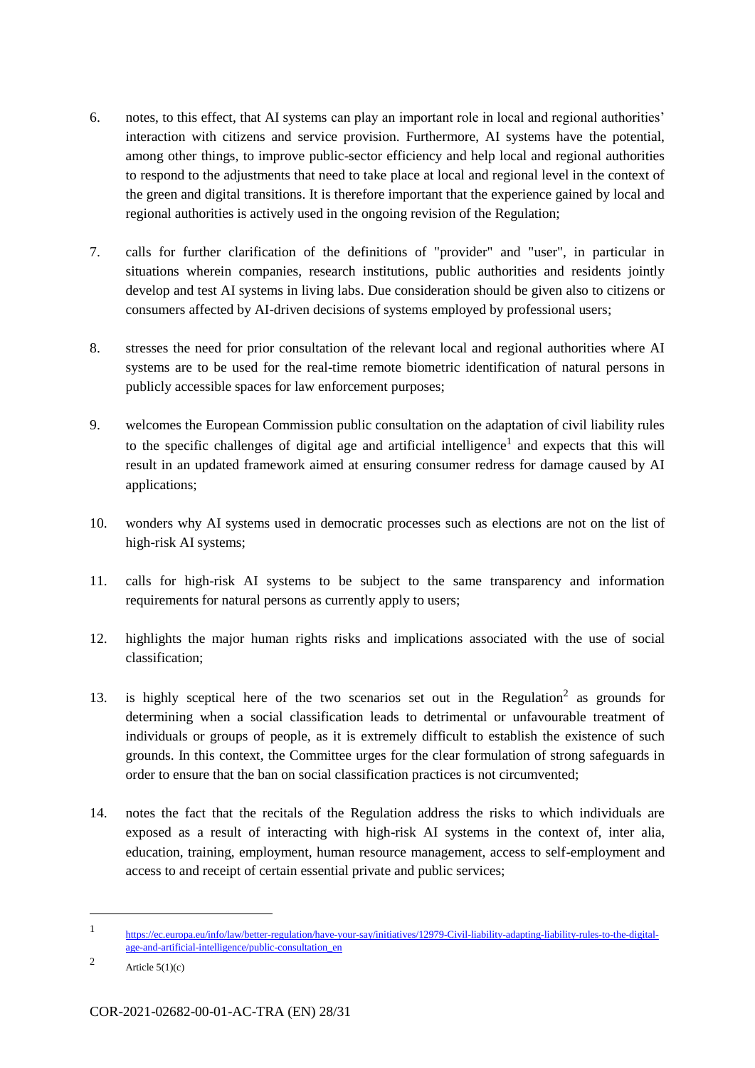6. notes, to this effect, that AI systems can play an important role in local and regional authorities' interaction with citizens and service provision. Furthermore, AI systems have the potential, among other things, to improve public-sector efficiency and help local and regional authorities to respond to the adjustments that need to take place at local and regional level in the context of the green and digital transitions. It is therefore important that the experience gained by local and regional authorities is actively used in the ongoing revision of the Regulation;

7. calls for further clarification of the definitions of "provider" and "user", in particular in situations wherein companies, research institutions, public authorities and residents jointly develop and test AI systems in living labs. Due consideration should be given also to citizens or consumers affected by AI-driven decisions of systems employed by professional users;

8. stresses the need for prior consultation of the relevant local and regional authorities where AI systems are to be used for the real-time remote biometric identification of natural persons in publicly accessible spaces for law enforcement purposes;

9. welcomes the European Commission public consultation on the adaptation of civil liability rules to the specific challenges of digital age and artificial intelligence[1] and expects that this will result in an updated framework aimed at ensuring consumer redress for damage caused by AI applications;

10. wonders why AI systems used in democratic processes such as elections are not on the list of high-risk AI systems;

11. calls for high-risk AI systems to be subject to the same transparency and information requirements for natural persons as currently apply to users;

12. highlights the major human rights risks and implications associated with the use of social classification;

13. is highly sceptical here of the two scenarios set out in the Regulation[2] as grounds for determining when a social classification leads to detrimental or unfavourable treatment of individuals or groups of people, as it is extremely difficult to establish the existence of such grounds. In this context, the Committee urges for the clear formulation of strong safeguards in order to ensure that the ban on social classification practices is not circumvented;

14. notes the fact that the recitals of the Regulation address the risks to which individuals are exposed as a result of interacting with high-risk AI systems in the context of, inter alia, education, training, employment, human resource management, access to self-employment and access to and receipt of certain essential private and public services;

---

[1] https://ec.europa.eu/info/law/better-regulation/have-your-say/initiatives/12979-Civil-liability-adapting-liability-rules-to-the-digital-age-and-artificial-intelligence/public-consultation_en

[2] Article 5(1)(c)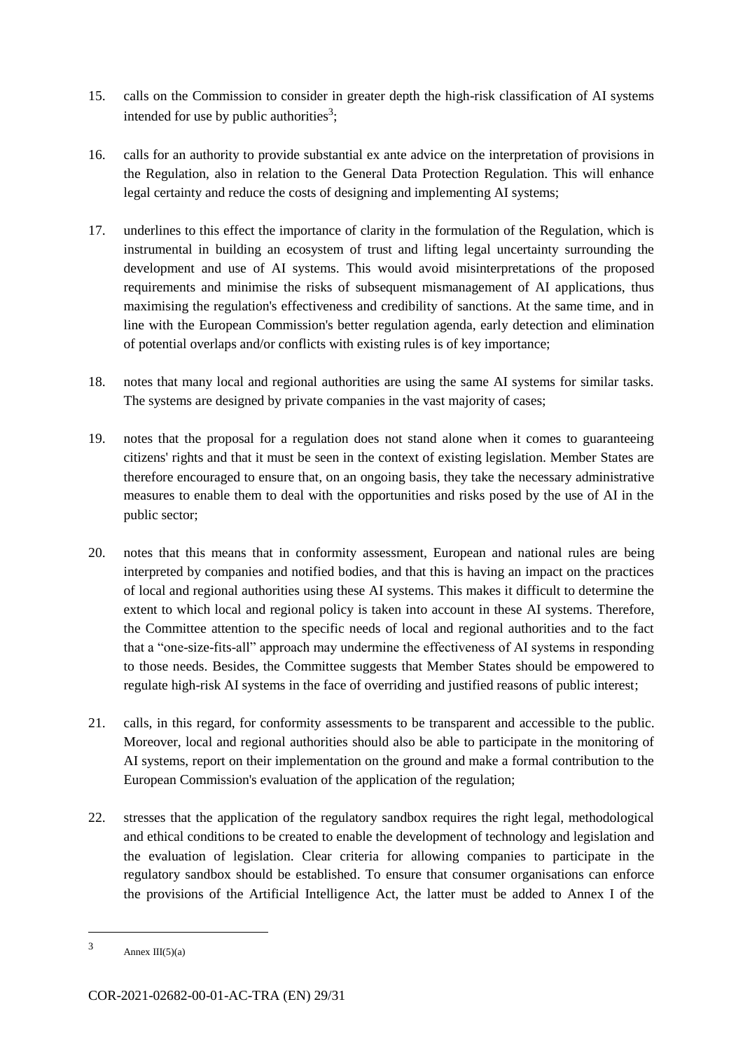15. calls on the Commission to consider in greater depth the high-risk classification of AI systems intended for use by public authorities[3];

16. calls for an authority to provide substantial ex ante advice on the interpretation of provisions in the Regulation, also in relation to the General Data Protection Regulation. This will enhance legal certainty and reduce the costs of designing and implementing AI systems;

17. underlines to this effect the importance of clarity in the formulation of the Regulation, which is instrumental in building an ecosystem of trust and lifting legal uncertainty surrounding the development and use of AI systems. This would avoid misinterpretations of the proposed requirements and minimise the risks of subsequent mismanagement of AI applications, thus maximising the regulation's effectiveness and credibility of sanctions. At the same time, and in line with the European Commission's better regulation agenda, early detection and elimination of potential overlaps and/or conflicts with existing rules is of key importance;

18. notes that many local and regional authorities are using the same AI systems for similar tasks. The systems are designed by private companies in the vast majority of cases;

19. notes that the proposal for a regulation does not stand alone when it comes to guaranteeing citizens' rights and that it must be seen in the context of existing legislation. Member States are therefore encouraged to ensure that, on an ongoing basis, they take the necessary administrative measures to enable them to deal with the opportunities and risks posed by the use of AI in the public sector;

20. notes that this means that in conformity assessment, European and national rules are being interpreted by companies and notified bodies, and that this is having an impact on the practices of local and regional authorities using these AI systems. This makes it difficult to determine the extent to which local and regional policy is taken into account in these AI systems. Therefore, the Committee attention to the specific needs of local and regional authorities and to the fact that a "one-size-fits-all" approach may undermine the effectiveness of AI systems in responding to those needs. Besides, the Committee suggests that Member States should be empowered to regulate high-risk AI systems in the face of overriding and justified reasons of public interest;

21. calls, in this regard, for conformity assessments to be transparent and accessible to the public. Moreover, local and regional authorities should also be able to participate in the monitoring of AI systems, report on their implementation on the ground and make a formal contribution to the European Commission's evaluation of the application of the regulation;

22. stresses that the application of the regulatory sandbox requires the right legal, methodological and ethical conditions to be created to enable the development of technology and legislation and the evaluation of legislation. Clear criteria for allowing companies to participate in the regulatory sandbox should be established. To ensure that consumer organisations can enforce the provisions of the Artificial Intelligence Act, the latter must be added to Annex I of the

---

[3] Annex III(5)(a)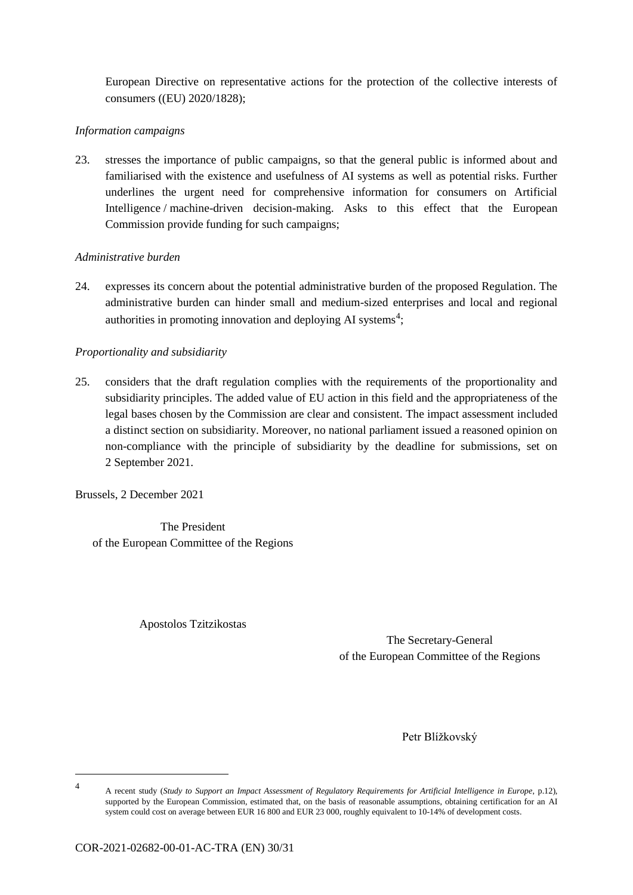European Directive on representative actions for the protection of the collective interests of consumers ((EU) 2020/1828);

*Information campaigns*

23. stresses the importance of public campaigns, so that the general public is informed about and familiarised with the existence and usefulness of AI systems as well as potential risks. Further underlines the urgent need for comprehensive information for consumers on Artificial Intelligence / machine-driven decision-making. Asks to this effect that the European Commission provide funding for such campaigns;

*Administrative burden*

24. expresses its concern about the potential administrative burden of the proposed Regulation. The administrative burden can hinder small and medium-sized enterprises and local and regional authorities in promoting innovation and deploying AI systems[4];

*Proportionality and subsidiarity*

25. considers that the draft regulation complies with the requirements of the proportionality and subsidiarity principles. The added value of EU action in this field and the appropriateness of the legal bases chosen by the Commission are clear and consistent. The impact assessment included a distinct section on subsidiarity. Moreover, no national parliament issued a reasoned opinion on non-compliance with the principle of subsidiarity by the deadline for submissions, set on 2 September 2021.

Brussels, 2 December 2021

The President
of the European Committee of the Regions

Apostolos Tzitzikostas

The Secretary-General
of the European Committee of the Regions

Petr Blížkovský

---

[4] A recent study (*Study to Support an Impact Assessment of Regulatory Requirements for Artificial Intelligence in Europe*, p.12), supported by the European Commission, estimated that, on the basis of reasonable assumptions, obtaining certification for an AI system could cost on average between EUR 16 800 and EUR 23 000, roughly equivalent to 10-14% of development costs.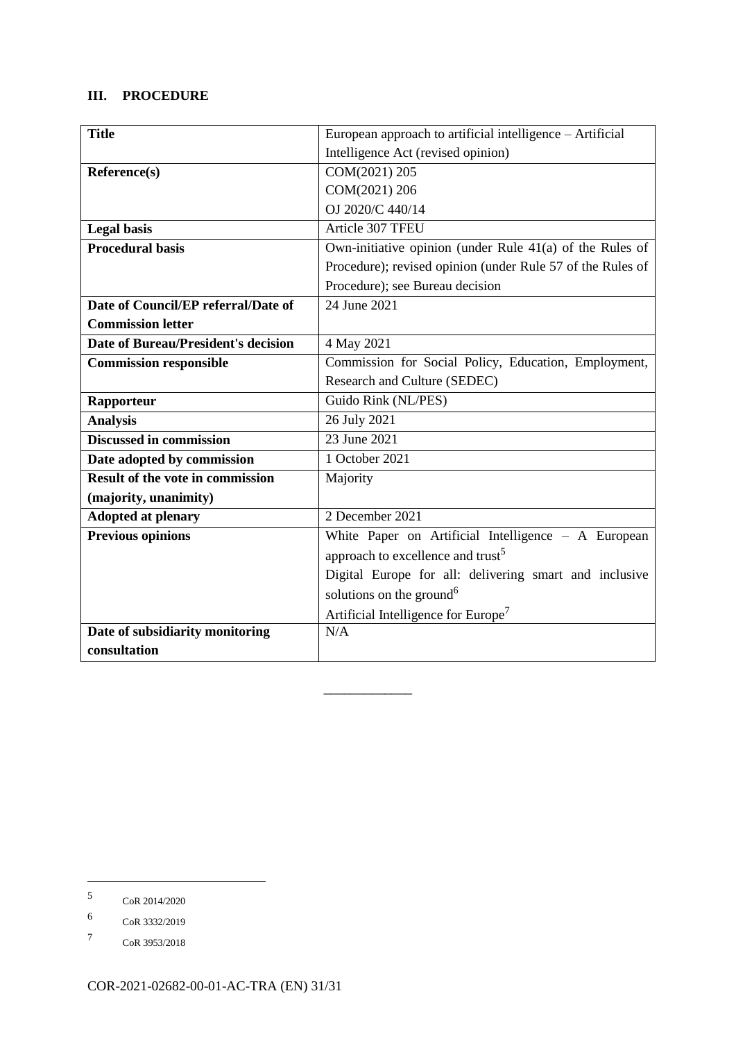## III. PROCEDURE

| | |
|---|---|
| **Title** | European approach to artificial intelligence – Artificial Intelligence Act (revised opinion) |
| **Reference(s)** | COM(2021) 205<br>COM(2021) 206<br>OJ 2020/C 440/14 |
| **Legal basis** | Article 307 TFEU |
| **Procedural basis** | Own-initiative opinion (under Rule 41(a) of the Rules of Procedure); revised opinion (under Rule 57 of the Rules of Procedure); see Bureau decision |
| **Date of Council/EP referral/Date of Commission letter** | 24 June 2021 |
| **Date of Bureau/President's decision** | 4 May 2021 |
| **Commission responsible** | Commission for Social Policy, Education, Employment, Research and Culture (SEDEC) |
| **Rapporteur** | Guido Rink (NL/PES) |
| **Analysis** | 26 July 2021 |
| **Discussed in commission** | 23 June 2021 |
| **Date adopted by commission** | 1 October 2021 |
| **Result of the vote in commission (majority, unanimity)** | Majority |
| **Adopted at plenary** | 2 December 2021 |
| **Previous opinions** | White Paper on Artificial Intelligence – A European approach to excellence and trust[5]<br>Digital Europe for all: delivering smart and inclusive solutions on the ground[6]<br>Artificial Intelligence for Europe[7] |
| **Date of subsidiarity monitoring consultation** | N/A |

_____________

[5] CoR 2014/2020

[6] CoR 3332/2019

[7] CoR 3953/2018